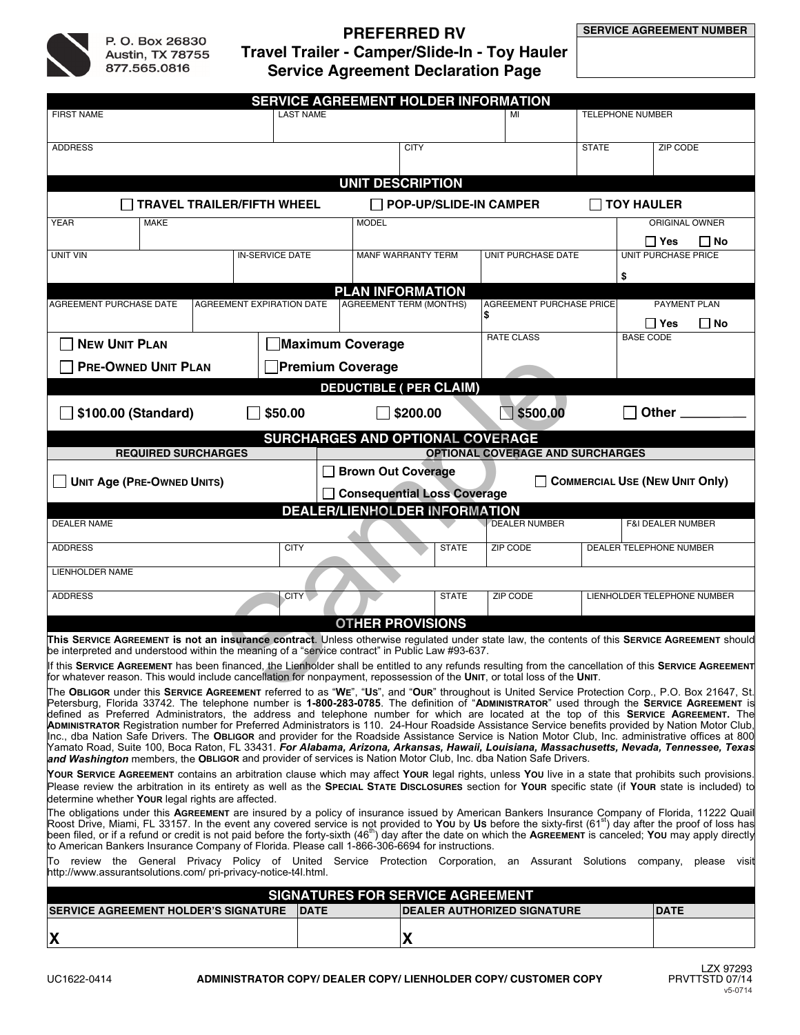P. O. Box 26830
Austin, TX 78755
877.565.0816

# PREFERRED RV
## Travel Trailer - Camper/Slide-In - Toy Hauler
## Service Agreement Declaration Page

| SERVICE AGREEMENT NUMBER |
| --- |
| |

### SERVICE AGREEMENT HOLDER INFORMATION

| FIRST NAME | LAST NAME | MI | TELEPHONE NUMBER |
| --- | --- | --- | --- |
| | | | |

| ADDRESS | CITY | STATE | ZIP CODE |
| --- | --- | --- | --- |
| | | | |

### UNIT DESCRIPTION

☐ TRAVEL TRAILER/FIFTH WHEEL ☐ POP-UP/SLIDE-IN CAMPER ☐ TOY HAULER

| YEAR | MAKE | MODEL | ORIGINAL OWNER |
| --- | --- | --- | --- |
| | | | ☐ Yes ☐ No |

| UNIT VIN | IN-SERVICE DATE | MANF WARRANTY TERM | UNIT PURCHASE DATE | UNIT PURCHASE PRICE |
| --- | --- | --- | --- | --- |
| | | | | $ |

### PLAN INFORMATION

| AGREEMENT PURCHASE DATE | AGREEMENT EXPIRATION DATE | AGREEMENT TERM (MONTHS) | AGREEMENT PURCHASE PRICE | PAYMENT PLAN |
| --- | --- | --- | --- | --- |
| | | | $ | ☐ Yes ☐ No |

| | | RATE CLASS | BASE CODE |
| --- | --- | --- | --- |
| ☐ NEW UNIT PLAN<br>☐ PRE-OWNED UNIT PLAN | ☐ Maximum Coverage<br>☐ Premium Coverage | | |

### DEDUCTIBLE ( PER CLAIM)

☐ $100.00 (Standard) ☐ $50.00 ☐ $200.00 ☐ $500.00 ☐ Other ________

### SURCHARGES AND OPTIONAL COVERAGE

| REQUIRED SURCHARGES | OPTIONAL COVERAGE AND SURCHARGES | |
| --- | --- | --- |
| ☐ UNIT Age (PRE-OWNED UNITS) | ☐ Brown Out Coverage<br>☐ Consequential Loss Coverage | ☐ COMMERCIAL USE (NEW UNIT Only) |

### DEALER/LIENHOLDER INFORMATION

| DEALER NAME | | | DEALER NUMBER | F&I DEALER NUMBER |
| --- | --- | --- | --- | --- |
| | | | | |
| **ADDRESS** | **CITY** | **STATE** | **ZIP CODE** | **DEALER TELEPHONE NUMBER** |
| | | | | |
| **LIENHOLDER NAME** | | | | |
| | | | | |
| **ADDRESS** | **CITY** | **STATE** | **ZIP CODE** | **LIENHOLDER TELEPHONE NUMBER** |
| | | | | |

### OTHER PROVISIONS

**This SERVICE AGREEMENT is not an insurance contract**. Unless otherwise regulated under state law, the contents of this **SERVICE AGREEMENT** should be interpreted and understood within the meaning of a "service contract" in Public Law #93-637.

If this **SERVICE AGREEMENT** has been financed, the Lienholder shall be entitled to any refunds resulting from the cancellation of this **SERVICE AGREEMENT** for whatever reason. This would include cancellation for nonpayment, repossession of the **UNIT**, or total loss of the **UNIT**.

The **OBLIGOR** under this **SERVICE AGREEMENT** referred to as "**WE**", "**US**", and "**OUR**" throughout is United Service Protection Corp., P.O. Box 21647, St. Petersburg, Florida 33742. The telephone number is **1-800-283-0785**. The definition of "**ADMINISTRATOR**" used through the **SERVICE AGREEMENT** is defined as Preferred Administrators, the address and telephone number for which are located at the top of this **SERVICE AGREEMENT**. The **ADMINISTRATOR** Registration number for Preferred Administrators is 110. 24-Hour Roadside Assistance Service benefits provided by Nation Motor Club, Inc., dba Nation Safe Drivers. The **OBLIGOR** and provider for the Roadside Assistance Service is Nation Motor Club, Inc. administrative offices at 800 Yamato Road, Suite 100, Boca Raton, FL 33431. ***For Alabama, Arizona, Arkansas, Hawaii, Louisiana, Massachusetts, Nevada, Tennessee, Texas and Washington*** members, the **OBLIGOR** and provider of services is Nation Motor Club, Inc. dba Nation Safe Drivers.

**YOUR SERVICE AGREEMENT** contains an arbitration clause which may affect **YOUR** legal rights, unless **YOU** live in a state that prohibits such provisions. Please review the arbitration in its entirety as well as the **SPECIAL STATE DISCLOSURES** section for **YOUR** specific state (if **YOUR** state is included) to determine whether **YOUR** legal rights are affected.

The obligations under this **AGREEMENT** are insured by a policy of insurance issued by American Bankers Insurance Company of Florida, 11222 Quail Roost Drive, Miami, FL 33157. In the event any covered service is not provided to **YOU** by **US** before the sixty-first (61st) day after the proof of loss has been filed, or if a refund or credit is not paid before the forty-sixth (46th) day after the date on which the **AGREEMENT** is canceled; **YOU** may apply directly to American Bankers Insurance Company of Florida. Please call 1-866-306-6694 for instructions.

To review the General Privacy Policy of United Service Protection Corporation, an Assurant Solutions company, please visit http://www.assurantsolutions.com/ pri-privacy-notice-t4l.html.

### SIGNATURES FOR SERVICE AGREEMENT

| SERVICE AGREEMENT HOLDER'S SIGNATURE | DATE | DEALER AUTHORIZED SIGNATURE | DATE |
| --- | --- | --- | --- |
| X | | X | |

UC1622-0414 **ADMINISTRATOR COPY/ DEALER COPY/ LIENHOLDER COPY/ CUSTOMER COPY** LZX 97293 PRVTTSTD 07/14 v5-0714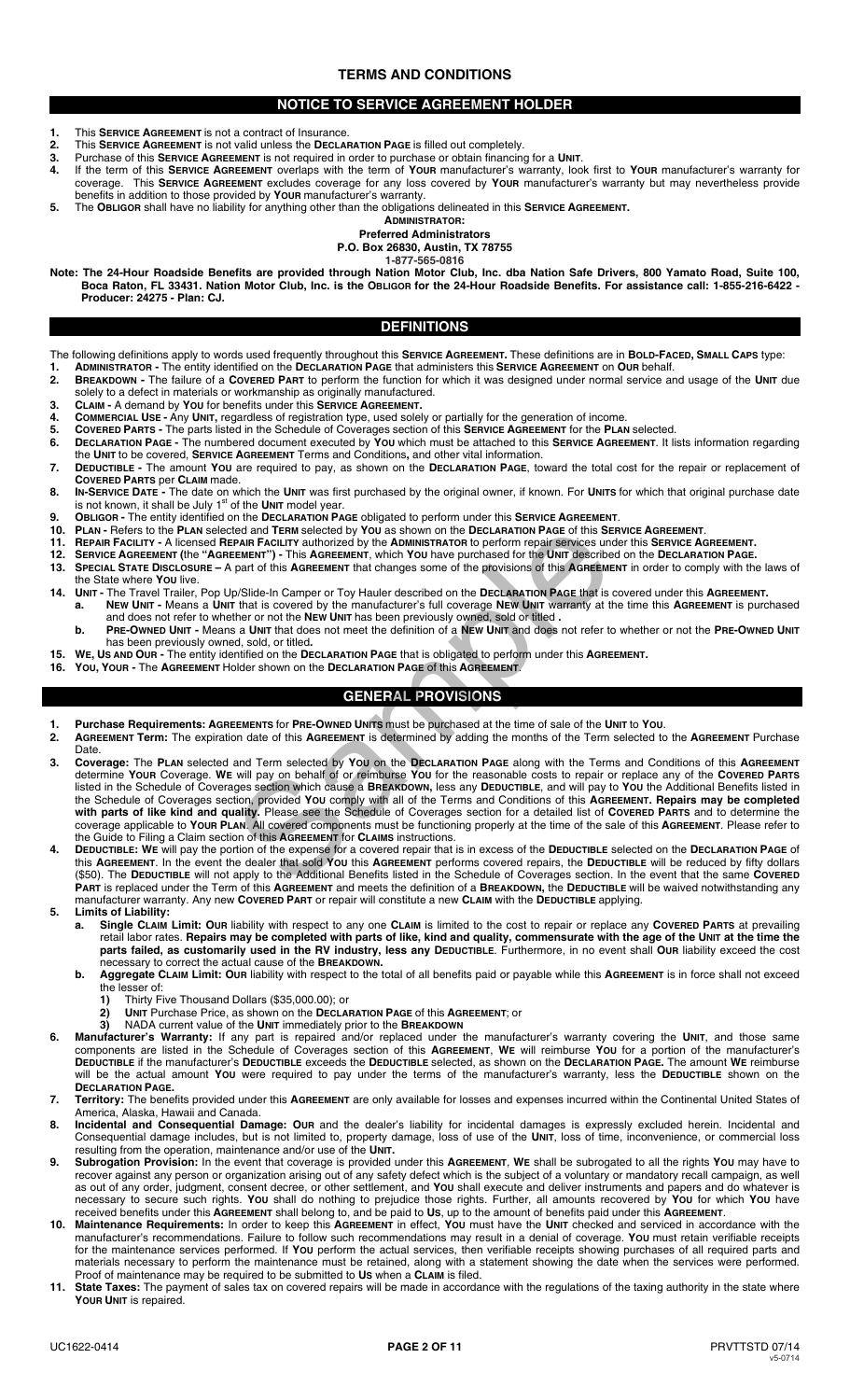# TERMS AND CONDITIONS

## NOTICE TO SERVICE AGREEMENT HOLDER

1. This **SERVICE AGREEMENT** is not a contract of Insurance.
2. This **SERVICE AGREEMENT** is not valid unless the **DECLARATION PAGE** is filled out completely.
3. Purchase of this **SERVICE AGREEMENT** is not required in order to purchase or obtain financing for a **UNIT**.
4. If the term of this **SERVICE AGREEMENT** overlaps with the term of **YOUR** manufacturer's warranty, look first to **YOUR** manufacturer's warranty for coverage. This **SERVICE AGREEMENT** excludes coverage for any loss covered by **YOUR** manufacturer's warranty but may nevertheless provide benefits in addition to those provided by **YOUR** manufacturer's warranty.
5. The **OBLIGOR** shall have no liability for anything other than the obligations delineated in this **SERVICE AGREEMENT.**

**ADMINISTRATOR:**
**Preferred Administrators**
**P.O. Box 26830, Austin, TX 78755**
**1-877-565-0816**

**Note: The 24-Hour Roadside Benefits are provided through Nation Motor Club, Inc. dba Nation Safe Drivers, 800 Yamato Road, Suite 100, Boca Raton, FL 33431. Nation Motor Club, Inc. is the OBLIGOR for the 24-Hour Roadside Benefits. For assistance call: 1-855-216-6422 - Producer: 24275 - Plan: CJ.**

## DEFINITIONS

The following definitions apply to words used frequently throughout this **SERVICE AGREEMENT.** These definitions are in **BOLD-FACED, SMALL CAPS** type:

1. **ADMINISTRATOR -** The entity identified on the **DECLARATION PAGE** that administers this **SERVICE AGREEMENT** on **OUR** behalf.
2. **BREAKDOWN -** The failure of a **COVERED PART** to perform the function for which it was designed under normal service and usage of the **UNIT** due solely to a defect in materials or workmanship as originally manufactured.
3. **CLAIM -** A demand by **YOU** for benefits under this **SERVICE AGREEMENT.**
4. **COMMERCIAL USE -** Any **UNIT,** regardless of registration type, used solely or partially for the generation of income.
5. **COVERED PARTS -** The parts listed in the Schedule of Coverages section of this **SERVICE AGREEMENT** for the **PLAN** selected.
6. **DECLARATION PAGE -** The numbered document executed by **YOU** which must be attached to this **SERVICE AGREEMENT**. It lists information regarding the **UNIT** to be covered, **SERVICE AGREEMENT** Terms and Conditions**,** and other vital information.
7. **DEDUCTIBLE -** The amount **YOU** are required to pay, as shown on the **DECLARATION PAGE**, toward the total cost for the repair or replacement of **COVERED PARTS** per **CLAIM** made.
8. **IN-SERVICE DATE -** The date on which the **UNIT** was first purchased by the original owner, if known. For **UNITS** for which that original purchase date is not known, it shall be July 1st of the **UNIT** model year.
9. **OBLIGOR -** The entity identified on the **DECLARATION PAGE** obligated to perform under this **SERVICE AGREEMENT**.
10. **PLAN -** Refers to the **PLAN** selected and **TERM** selected by **YOU** as shown on the **DECLARATION PAGE** of this **SERVICE AGREEMENT**.
11. **REPAIR FACILITY -** A licensed **REPAIR FACILITY** authorized by the **ADMINISTRATOR** to perform repair services under this **SERVICE AGREEMENT.**
12. **SERVICE AGREEMENT (**the **"AGREEMENT") -** This **AGREEMENT**, which **YOU** have purchased for the **UNIT** described on the **DECLARATION PAGE.**
13. **SPECIAL STATE DISCLOSURE –** A part of this **AGREEMENT** that changes some of the provisions of this **AGREEMENT** in order to comply with the laws of the State where **YOU** live.
14. **UNIT -** The Travel Trailer, Pop Up/Slide-In Camper or Toy Hauler described on the **DECLARATION PAGE** that is covered under this **AGREEMENT.**
    a. **NEW UNIT -** Means a **UNIT** that is covered by the manufacturer's full coverage **NEW UNIT** warranty at the time this **AGREEMENT** is purchased and does not refer to whether or not the **NEW UNIT** has been previously owned, sold or titled **.**
    b. **PRE-OWNED UNIT -** Means a **UNIT** that does not meet the definition of a **NEW UNIT** and does not refer to whether or not the **PRE-OWNED UNIT** has been previously owned, sold, or titled**.**
15. **WE, US AND OUR -** The entity identified on the **DECLARATION PAGE** that is obligated to perform under this **AGREEMENT.**
16. **YOU, YOUR -** The **AGREEMENT** Holder shown on the **DECLARATION PAGE** of this **AGREEMENT**.

## GENERAL PROVISIONS

1. **Purchase Requirements: AGREEMENTS** for **PRE-OWNED UNITS** must be purchased at the time of sale of the **UNIT** to **YOU**.
2. **AGREEMENT Term:** The expiration date of this **AGREEMENT** is determined by adding the months of the Term selected to the **AGREEMENT** Purchase Date.
3. **Coverage:** The **PLAN** selected and Term selected by **YOU** on the **DECLARATION PAGE** along with the Terms and Conditions of this **AGREEMENT** determine **YOUR** Coverage. **WE** will pay on behalf of or reimburse **YOU** for the reasonable costs to repair or replace any of the **COVERED PARTS** listed in the Schedule of Coverages section which cause a **BREAKDOWN,** less any **DEDUCTIBLE**, and will pay to **YOU** the Additional Benefits listed in the Schedule of Coverages section, provided **YOU** comply with all of the Terms and Conditions of this **AGREEMENT. Repairs may be completed with parts of like kind and quality.** Please see the Schedule of Coverages section for a detailed list of **COVERED PARTS** and to determine the coverage applicable to **YOUR PLAN**. All covered components must be functioning properly at the time of the sale of this **AGREEMENT**. Please refer to the Guide to Filing a Claim section of this **AGREEMENT** for **CLAIMS** instructions.
4. **DEDUCTIBLE: WE** will pay the portion of the expense for a covered repair that is in excess of the **DEDUCTIBLE** selected on the **DECLARATION PAGE** of this **AGREEMENT**. In the event the dealer that sold **YOU** this **AGREEMENT** performs covered repairs, the **DEDUCTIBLE** will be reduced by fifty dollars ($50). The **DEDUCTIBLE** will not apply to the Additional Benefits listed in the Schedule of Coverages section. In the event that the same **COVERED PART** is replaced under the Term of this **AGREEMENT** and meets the definition of a **BREAKDOWN,** the **DEDUCTIBLE** will be waived notwithstanding any manufacturer warranty. Any new **COVERED PART** or repair will constitute a new **CLAIM** with the **DEDUCTIBLE** applying.
5. **Limits of Liability:**
    a. **Single CLAIM Limit: OUR** liability with respect to any one **CLAIM** is limited to the cost to repair or replace any **COVERED PARTS** at prevailing retail labor rates. **Repairs may be completed with parts of like, kind and quality, commensurate with the age of the UNIT at the time the parts failed, as customarily used in the RV industry, less any DEDUCTIBLE**. Furthermore, in no event shall **OUR** liability exceed the cost necessary to correct the actual cause of the **BREAKDOWN.**
    b. **Aggregate CLAIM Limit: OUR** liability with respect to the total of all benefits paid or payable while this **AGREEMENT** is in force shall not exceed the lesser of:
        1) Thirty Five Thousand Dollars ($35,000.00); or
        2) **UNIT** Purchase Price, as shown on the **DECLARATION PAGE** of this **AGREEMENT**; or
        3) NADA current value of the **UNIT** immediately prior to the **BREAKDOWN**
6. **Manufacturer's Warranty:** If any part is repaired and/or replaced under the manufacturer's warranty covering the **UNIT**, and those same components are listed in the Schedule of Coverages section of this **AGREEMENT**, **WE** will reimburse **YOU** for a portion of the manufacturer's **DEDUCTIBLE** if the manufacturer's **DEDUCTIBLE** exceeds the **DEDUCTIBLE** selected, as shown on the **DECLARATION PAGE.** The amount **WE** reimburse will be the actual amount **YOU** were required to pay under the terms of the manufacturer's warranty, less the **DEDUCTIBLE** shown on the **DECLARATION PAGE.**
7. **Territory:** The benefits provided under this **AGREEMENT** are only available for losses and expenses incurred within the Continental United States of America, Alaska, Hawaii and Canada.
8. **Incidental and Consequential Damage: OUR** and the dealer's liability for incidental damages is expressly excluded herein. Incidental and Consequential damage includes, but is not limited to, property damage, loss of use of the **UNIT**, loss of time, inconvenience, or commercial loss resulting from the operation, maintenance and/or use of the **UNIT.**
9. **Subrogation Provision:** In the event that coverage is provided under this **AGREEMENT**, **WE** shall be subrogated to all the rights **YOU** may have to recover against any person or organization arising out of any safety defect which is the subject of a voluntary or mandatory recall campaign, as well as out of any order, judgment, consent decree, or other settlement, and **YOU** shall execute and deliver instruments and papers and do whatever is necessary to secure such rights. **YOU** shall do nothing to prejudice those rights. Further, all amounts recovered by **YOU** for which **YOU** have received benefits under this **AGREEMENT** shall belong to, and be paid to **US**, up to the amount of benefits paid under this **AGREEMENT**.
10. **Maintenance Requirements:** In order to keep this **AGREEMENT** in effect, **YOU** must have the **UNIT** checked and serviced in accordance with the manufacturer's recommendations. Failure to follow such recommendations may result in a denial of coverage. **YOU** must retain verifiable receipts for the maintenance services performed. If **YOU** perform the actual services, then verifiable receipts showing purchases of all required parts and materials necessary to perform the maintenance must be retained, along with a statement showing the date when the services were performed. Proof of maintenance may be required to be submitted to **US** when a **CLAIM** is filed.
11. **State Taxes:** The payment of sales tax on covered repairs will be made in accordance with the regulations of the taxing authority in the state where **YOUR UNIT** is repaired.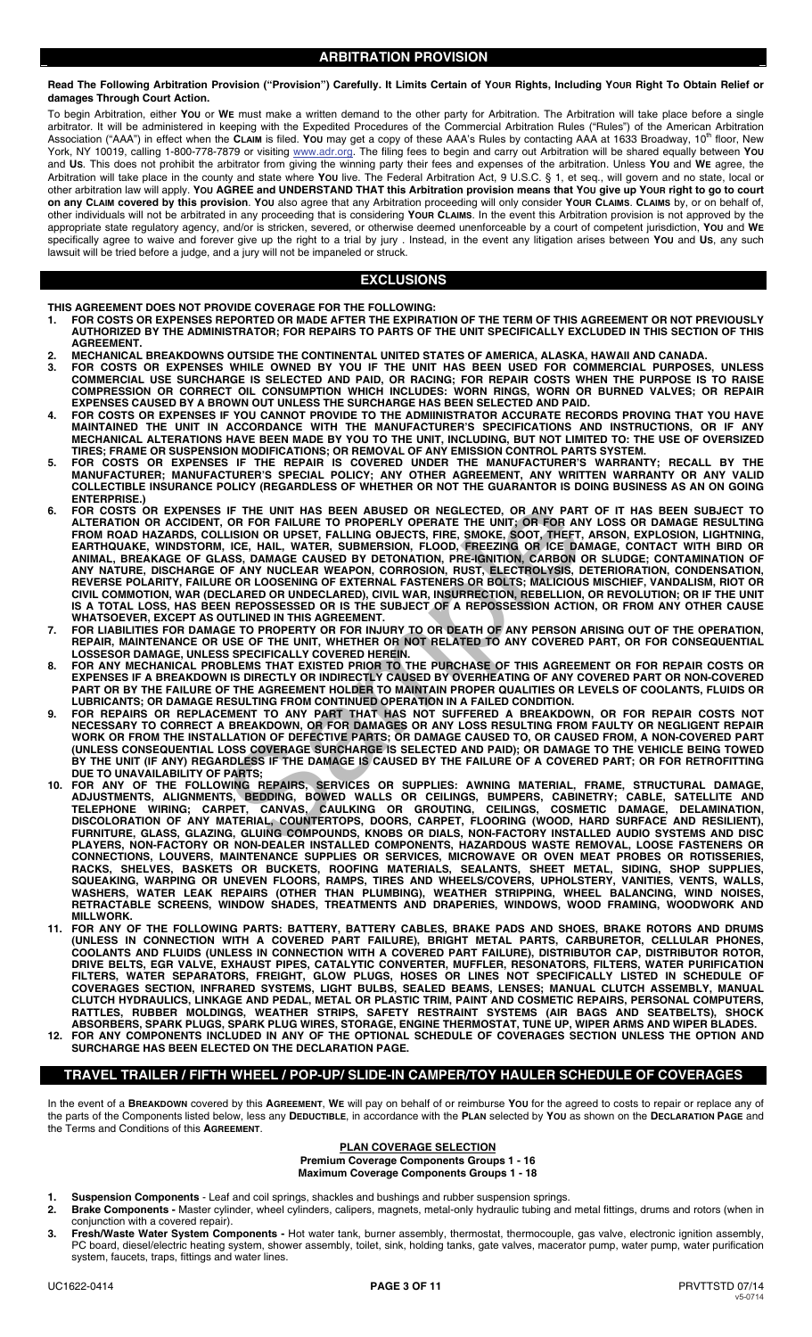## ARBITRATION PROVISION

**Read The Following Arbitration Provision ("Provision") Carefully. It Limits Certain of YOUR Rights, Including YOUR Right To Obtain Relief or damages Through Court Action.**

To begin Arbitration, either **YOU** or **WE** must make a written demand to the other party for Arbitration. The Arbitration will take place before a single arbitrator. It will be administered in keeping with the Expedited Procedures of the Commercial Arbitration Rules ("Rules") of the American Arbitration Association ("AAA") in effect when the **CLAIM** is filed. **YOU** may get a copy of these AAA's Rules by contacting AAA at 1633 Broadway, 10th floor, New York, NY 10019, calling 1-800-778-7879 or visiting www.adr.org. The filing fees to begin and carry out Arbitration will be shared equally between **YOU** and **US**. This does not prohibit the arbitrator from giving the winning party their fees and expenses of the arbitration. Unless **YOU** and **WE** agree, the Arbitration will take place in the county and state where **YOU** live. The Federal Arbitration Act, 9 U.S.C. § 1, et seq., will govern and no state, local or other arbitration law will apply. **YOU AGREE and UNDERSTAND THAT this Arbitration provision means that YOU give up YOUR right to go to court on any CLAIM covered by this provision**. **YOU** also agree that any Arbitration proceeding will only consider **YOUR CLAIMS**. **CLAIMS** by, or on behalf of, other individuals will not be arbitrated in any proceeding that is considering **YOUR CLAIMS**. In the event this Arbitration provision is not approved by the appropriate state regulatory agency, and/or is stricken, severed, or otherwise deemed unenforceable by a court of competent jurisdiction, **YOU** and **WE** specifically agree to waive and forever give up the right to a trial by jury . Instead, in the event any litigation arises between **YOU** and **US**, any such lawsuit will be tried before a judge, and a jury will not be impaneled or struck.

## EXCLUSIONS

**THIS AGREEMENT DOES NOT PROVIDE COVERAGE FOR THE FOLLOWING:**

1. **FOR COSTS OR EXPENSES REPORTED OR MADE AFTER THE EXPIRATION OF THE TERM OF THIS AGREEMENT OR NOT PREVIOUSLY AUTHORIZED BY THE ADMINISTRATOR; FOR REPAIRS TO PARTS OF THE UNIT SPECIFICALLY EXCLUDED IN THIS SECTION OF THIS AGREEMENT.**
2. **MECHANICAL BREAKDOWNS OUTSIDE THE CONTINENTAL UNITED STATES OF AMERICA, ALASKA, HAWAII AND CANADA.**
3. **FOR COSTS OR EXPENSES WHILE OWNED BY YOU IF THE UNIT HAS BEEN USED FOR COMMERCIAL PURPOSES, UNLESS COMMERCIAL USE SURCHARGE IS SELECTED AND PAID, OR RACING; FOR REPAIR COSTS WHEN THE PURPOSE IS TO RAISE COMPRESSION OR CORRECT OIL CONSUMPTION WHICH INCLUDES: WORN RINGS, WORN OR BURNED VALVES; OR REPAIR EXPENSES CAUSED BY A BROWN OUT UNLESS THE SURCHARGE HAS BEEN SELECTED AND PAID.**
4. **FOR COSTS OR EXPENSES IF YOU CANNOT PROVIDE TO THE ADMIINISTRATOR ACCURATE RECORDS PROVING THAT YOU HAVE MAINTAINED THE UNIT IN ACCORDANCE WITH THE MANUFACTURER'S SPECIFICATIONS AND INSTRUCTIONS, OR IF ANY MECHANICAL ALTERATIONS HAVE BEEN MADE BY YOU TO THE UNIT, INCLUDING, BUT NOT LIMITED TO: THE USE OF OVERSIZED TIRES; FRAME OR SUSPENSION MODIFICATIONS; OR REMOVAL OF ANY EMISSION CONTROL PARTS SYSTEM.**
5. **FOR COSTS OR EXPENSES IF THE REPAIR IS COVERED UNDER THE MANUFACTURER'S WARRANTY; RECALL BY THE MANUFACTURER; MANUFACTURER'S SPECIAL POLICY; ANY OTHER AGREEMENT, ANY WRITTEN WARRANTY OR ANY VALID COLLECTIBLE INSURANCE POLICY (REGARDLESS OF WHETHER OR NOT THE GUARANTOR IS DOING BUSINESS AS AN ON GOING ENTERPRISE.)**
6. **FOR COSTS OR EXPENSES IF THE UNIT HAS BEEN ABUSED OR NEGLECTED, OR ANY PART OF IT HAS BEEN SUBJECT TO ALTERATION OR ACCIDENT, OR FOR FAILURE TO PROPERLY OPERATE THE UNIT; OR FOR ANY LOSS OR DAMAGE RESULTING FROM ROAD HAZARDS, COLLISION OR UPSET, FALLING OBJECTS, FIRE, SMOKE, SOOT, THEFT, ARSON, EXPLOSION, LIGHTNING, EARTHQUAKE, WINDSTORM, ICE, HAIL, WATER, SUBMERSION, FLOOD, FREEZING OR ICE DAMAGE, CONTACT WITH BIRD OR ANIMAL, BREAKAGE OF GLASS, DAMAGE CAUSED BY DETONATION, PRE-IGNITION, CARBON OR SLUDGE; CONTAMINATION OF ANY NATURE, DISCHARGE OF ANY NUCLEAR WEAPON, CORROSION, RUST, ELECTROLYSIS, DETERIORATION, CONDENSATION, REVERSE POLARITY, FAILURE OR LOOSENING OF EXTERNAL FASTENERS OR BOLTS; MALICIOUS MISCHIEF, VANDALISM, RIOT OR CIVIL COMMOTION, WAR (DECLARED OR UNDECLARED), CIVIL WAR, INSURRECTION, REBELLION, OR REVOLUTION; OR IF THE UNIT IS A TOTAL LOSS, HAS BEEN REPOSSESSED OR IS THE SUBJECT OF A REPOSSESSION ACTION, OR FROM ANY OTHER CAUSE WHATSOEVER, EXCEPT AS OUTLINED IN THIS AGREEMENT.**
7. **FOR LIABILITIES FOR DAMAGE TO PROPERTY OR FOR INJURY TO OR DEATH OF ANY PERSON ARISING OUT OF THE OPERATION, REPAIR, MAINTENANCE OR USE OF THE UNIT, WHETHER OR NOT RELATED TO ANY COVERED PART, OR FOR CONSEQUENTIAL LOSSESOR DAMAGE, UNLESS SPECIFICALLY COVERED HEREIN.**
8. **FOR ANY MECHANICAL PROBLEMS THAT EXISTED PRIOR TO THE PURCHASE OF THIS AGREEMENT OR FOR REPAIR COSTS OR EXPENSES IF A BREAKDOWN IS DIRECTLY OR INDIRECTLY CAUSED BY OVERHEATING OF ANY COVERED PART OR NON-COVERED PART OR BY THE FAILURE OF THE AGREEMENT HOLDER TO MAINTAIN PROPER QUALITIES OR LEVELS OF COOLANTS, FLUIDS OR LUBRICANTS; OR DAMAGE RESULTING FROM CONTINUED OPERATION IN A FAILED CONDITION.**
9. **FOR REPAIRS OR REPLACEMENT TO ANY PART THAT HAS NOT SUFFERED A BREAKDOWN, OR FOR REPAIR COSTS NOT NECESSARY TO CORRECT A BREAKDOWN, OR FOR DAMAGES OR ANY LOSS RESULTING FROM FAULTY OR NEGLIGENT REPAIR WORK OR FROM THE INSTALLATION OF DEFECTIVE PARTS; OR DAMAGE CAUSED TO, OR CAUSED FROM, A NON-COVERED PART (UNLESS CONSEQUENTIAL LOSS COVERAGE SURCHARGE IS SELECTED AND PAID); OR DAMAGE TO THE VEHICLE BEING TOWED BY THE UNIT (IF ANY) REGARDLESS IF THE DAMAGE IS CAUSED BY THE FAILURE OF A COVERED PART; OR FOR RETROFITTING DUE TO UNAVAILABILITY OF PARTS;**
10. **FOR ANY OF THE FOLLOWING REPAIRS, SERVICES OR SUPPLIES: AWNING MATERIAL, FRAME, STRUCTURAL DAMAGE, ADJUSTMENTS, ALIGNMENTS, BEDDING, BOWED WALLS OR CEILINGS, BUMPERS, CABINETRY; CABLE, SATELLITE AND TELEPHONE WIRING; CARPET, CANVAS, CAULKING OR GROUTING, CEILINGS, COSMETIC DAMAGE, DELAMINATION, DISCOLORATION OF ANY MATERIAL, COUNTERTOPS, DOORS, CARPET, FLOORING (WOOD, HARD SURFACE AND RESILIENT), FURNITURE, GLASS, GLAZING, GLUING COMPOUNDS, KNOBS OR DIALS, NON-FACTORY INSTALLED AUDIO SYSTEMS AND DISC PLAYERS, NON-FACTORY OR NON-DEALER INSTALLED COMPONENTS, HAZARDOUS WASTE REMOVAL, LOOSE FASTENERS OR CONNECTIONS, LOUVERS, MAINTENANCE SUPPLIES OR SERVICES, MICROWAVE OR OVEN MEAT PROBES OR ROTISSERIES, RACKS, SHELVES, BASKETS OR BUCKETS, ROOFING MATERIALS, SEALANTS, SHEET METAL, SIDING, SHOP SUPPLIES, SQUEAKING, WARPING OR UNEVEN FLOORS, RAMPS, TIRES AND WHEELS/COVERS, UPHOLSTERY, VANITIES, VENTS, WALLS, WASHERS, WATER LEAK REPAIRS (OTHER THAN PLUMBING), WEATHER STRIPPING, WHEEL BALANCING, WIND NOISES, RETRACTABLE SCREENS, WINDOW SHADES, TREATMENTS AND DRAPERIES, WINDOWS, WOOD FRAMING, WOODWORK AND MILLWORK.**
11. **FOR ANY OF THE FOLLOWING PARTS: BATTERY, BATTERY CABLES, BRAKE PADS AND SHOES, BRAKE ROTORS AND DRUMS (UNLESS IN CONNECTION WITH A COVERED PART FAILURE), BRIGHT METAL PARTS, CARBURETOR, CELLULAR PHONES, COOLANTS AND FLUIDS (UNLESS IN CONNECTION WITH A COVERED PART FAILURE), DISTRIBUTOR CAP, DISTRIBUTOR ROTOR, DRIVE BELTS, EGR VALVE, EXHAUST PIPES, CATALYTIC CONVERTER, MUFFLER, RESONATORS, FILTERS, WATER PURIFICATION FILTERS, WATER SEPARATORS, FREIGHT, GLOW PLUGS, HOSES OR LINES NOT SPECIFICALLY LISTED IN SCHEDULE OF COVERAGES SECTION, INFRARED SYSTEMS, LIGHT BULBS, SEALED BEAMS, LENSES; MANUAL CLUTCH ASSEMBLY, MANUAL CLUTCH HYDRAULICS, LINKAGE AND PEDAL, METAL OR PLASTIC TRIM, PAINT AND COSMETIC REPAIRS, PERSONAL COMPUTERS, RATTLES, RUBBER MOLDINGS, WEATHER STRIPS, SAFETY RESTRAINT SYSTEMS (AIR BAGS AND SEATBELTS), SHOCK ABSORBERS, SPARK PLUGS, SPARK PLUG WIRES, STORAGE, ENGINE THERMOSTAT, TUNE UP, WIPER ARMS AND WIPER BLADES.**
12. **FOR ANY COMPONENTS INCLUDED IN ANY OF THE OPTIONAL SCHEDULE OF COVERAGES SECTION UNLESS THE OPTION AND SURCHARGE HAS BEEN ELECTED ON THE DECLARATION PAGE.**

## TRAVEL TRAILER / FIFTH WHEEL / POP-UP/ SLIDE-IN CAMPER/TOY HAULER SCHEDULE OF COVERAGES

In the event of a **BREAKDOWN** covered by this **AGREEMENT**, **WE** will pay on behalf of or reimburse **YOU** for the agreed to costs to repair or replace any of the parts of the Components listed below, less any **DEDUCTIBLE**, in accordance with the **PLAN** selected by **YOU** as shown on the **DECLARATION PAGE** and the Terms and Conditions of this **AGREEMENT**.

**PLAN COVERAGE SELECTION**

**Premium Coverage Components Groups 1 - 16**
**Maximum Coverage Components Groups 1 - 18**

1. **Suspension Components** - Leaf and coil springs, shackles and bushings and rubber suspension springs.
2. **Brake Components -** Master cylinder, wheel cylinders, calipers, magnets, metal-only hydraulic tubing and metal fittings, drums and rotors (when in conjunction with a covered repair).
3. **Fresh/Waste Water System Components -** Hot water tank, burner assembly, thermostat, thermocouple, gas valve, electronic ignition assembly, PC board, diesel/electric heating system, shower assembly, toilet, sink, holding tanks, gate valves, macerator pump, water pump, water purification system, faucets, traps, fittings and water lines.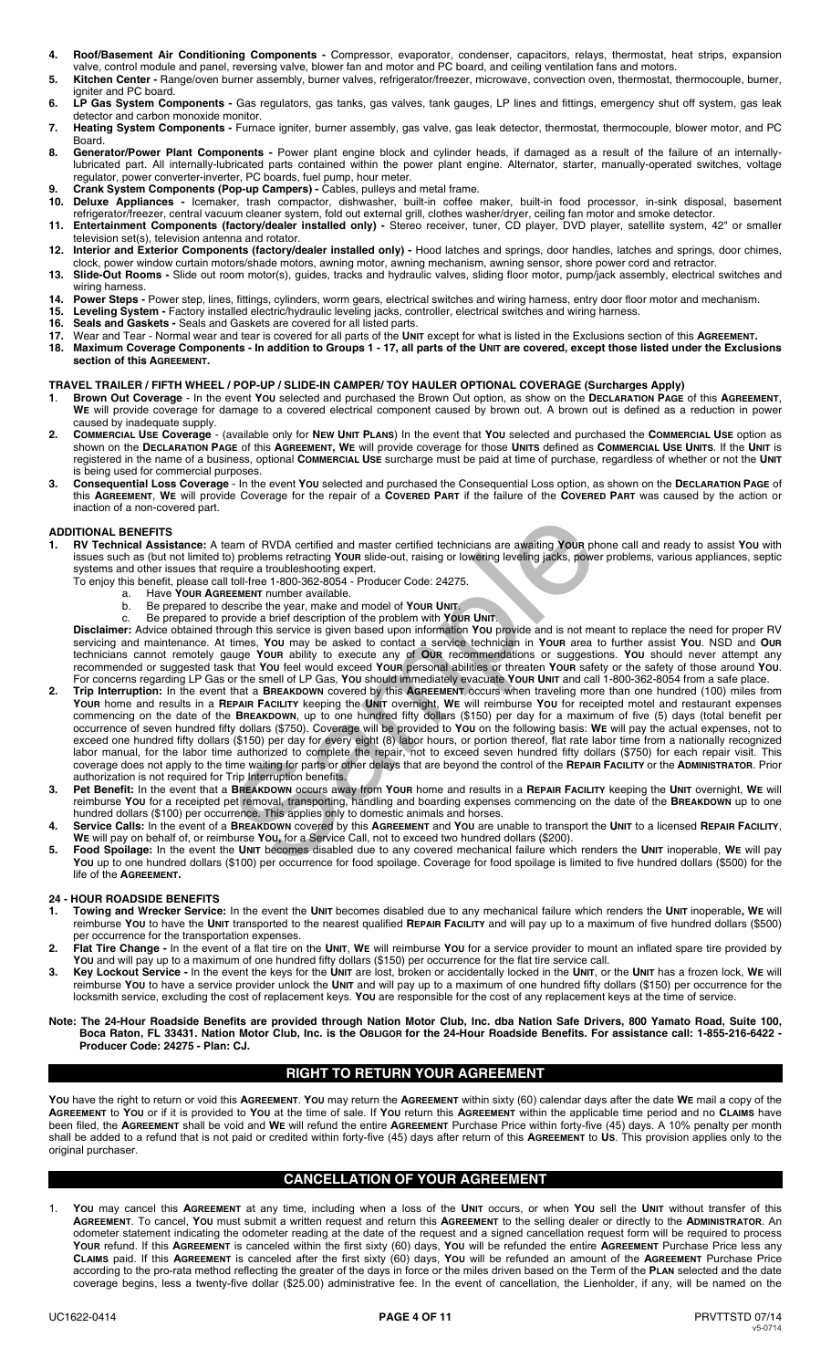4. **Roof/Basement Air Conditioning Components -** Compressor, evaporator, condenser, capacitors, relays, thermostat, heat strips, expansion valve, control module and panel, reversing valve, blower fan and motor and PC board, and ceiling ventilation fans and motors.
5. **Kitchen Center -** Range/oven burner assembly, burner valves, refrigerator/freezer, microwave, convection oven, thermostat, thermocouple, burner, igniter and PC board.
6. **LP Gas System Components -** Gas regulators, gas tanks, gas valves, tank gauges, LP lines and fittings, emergency shut off system, gas leak detector and carbon monoxide monitor.
7. **Heating System Components -** Furnace igniter, burner assembly, gas valve, gas leak detector, thermostat, thermocouple, blower motor, and PC Board.
8. **Generator/Power Plant Components -** Power plant engine block and cylinder heads, if damaged as a result of the failure of an internally-lubricated part. All internally-lubricated parts contained within the power plant engine. Alternator, starter, manually-operated switches, voltage regulator, power converter-inverter, PC boards, fuel pump, hour meter.
9. **Crank System Components (Pop-up Campers) -** Cables, pulleys and metal frame.
10. **Deluxe Appliances -** Icemaker, trash compactor, dishwasher, built-in coffee maker, built-in food processor, in-sink disposal, basement refrigerator/freezer, central vacuum cleaner system, fold out external grill, clothes washer/dryer, ceiling fan motor and smoke detector.
11. **Entertainment Components (factory/dealer installed only) -** Stereo receiver, tuner, CD player, DVD player, satellite system, 42" or smaller television set(s), television antenna and rotator.
12. **Interior and Exterior Components (factory/dealer installed only) -** Hood latches and springs, door handles, latches and springs, door chimes, clock, power window curtain motors/shade motors, awning motor, awning mechanism, awning sensor, shore power cord and retractor.
13. **Slide-Out Rooms -** Slide out room motor(s), guides, tracks and hydraulic valves, sliding floor motor, pump/jack assembly, electrical switches and wiring harness.
14. **Power Steps -** Power step, lines, fittings, cylinders, worm gears, electrical switches and wiring harness, entry door floor motor and mechanism.
15. **Leveling System -** Factory installed electric/hydraulic leveling jacks, controller, electrical switches and wiring harness.
16. **Seals and Gaskets -** Seals and Gaskets are covered for all listed parts.
17. **Wear and Tear -** Normal wear and tear is covered for all parts of the UNIT except for what is listed in the Exclusions section of this AGREEMENT.
18. **Maximum Coverage Components - In addition to Groups 1 - 17, all parts of the UNIT are covered, except those listed under the Exclusions section of this AGREEMENT.**

**TRAVEL TRAILER / FIFTH WHEEL / POP-UP / SLIDE-IN CAMPER/ TOY HAULER OPTIONAL COVERAGE (Surcharges Apply)**

1. **Brown Out Coverage** - In the event YOU selected and purchased the Brown Out option, as show on the **DECLARATION PAGE** of this **AGREEMENT**, **WE** will provide coverage for damage to a covered electrical component caused by brown out. A brown out is defined as a reduction in power caused by inadequate supply.
2. **COMMERCIAL USE Coverage** - (available only for **NEW UNIT PLANS**) In the event that **YOU** selected and purchased the **COMMERCIAL USE** option as shown on the **DECLARATION PAGE** of this **AGREEMENT, WE** will provide coverage for those **UNITS** defined as **COMMERCIAL USE UNITS**. If the **UNIT** is registered in the name of a business, optional **COMMERCIAL USE** surcharge must be paid at time of purchase, regardless of whether or not the **UNIT** is being used for commercial purposes.
3. **Consequential Loss Coverage** - In the event **YOU** selected and purchased the Consequential Loss option, as shown on the **DECLARATION PAGE** of this **AGREEMENT**, **WE** will provide Coverage for the repair of a **COVERED PART** if the failure of the **COVERED PART** was caused by the action or inaction of a non-covered part.

**ADDITIONAL BENEFITS**

1. **RV Technical Assistance:** A team of RVDA certified and master certified technicians are awaiting **YOUR** phone call and ready to assist **YOU** with issues such as (but not limited to) problems retracting **YOUR** slide-out, raising or lowering leveling jacks, power problems, various appliances, septic systems and other issues that require a troubleshooting expert.
   To enjoy this benefit, please call toll-free 1-800-362-8054 - Producer Code: 24275.
   a. Have **YOUR AGREEMENT** number available.
   b. Be prepared to describe the year, make and model of **YOUR UNIT**.
   c. Be prepared to provide a brief description of the problem with **YOUR UNIT**.
   **Disclaimer:** Advice obtained through this service is given based upon information **YOU** provide and is not meant to replace the need for proper RV servicing and maintenance. At times, **YOU** may be asked to contact a service technician in **YOUR** area to further assist **YOU**. NSD and **OUR** technicians cannot remotely gauge **YOUR** ability to execute any of **OUR** recommendations or suggestions. **YOU** should never attempt any recommended or suggested task that **YOU** feel would exceed **YOUR** personal abilities or threaten **YOUR** safety or the safety of those around **YOU**. For concerns regarding LP Gas or the smell of LP Gas, **YOU** should immediately evacuate **YOUR UNIT** and call 1-800-362-8054 from a safe place.
2. **Trip Interruption:** In the event that a **BREAKDOWN** covered by this **AGREEMENT** occurs when traveling more than one hundred (100) miles from **YOUR** home and results in a **REPAIR FACILITY** keeping the **UNIT** overnight, **WE** will reimburse **YOU** for receipted motel and restaurant expenses commencing on the date of the **BREAKDOWN**, up to one hundred fifty dollars ($150) per day for a maximum of five (5) days (total benefit per occurrence of seven hundred fifty dollars ($750). Coverage will be provided to **YOU** on the following basis: **WE** will pay the actual expenses, not to exceed one hundred fifty dollars ($150) per day for every eight (8) labor hours, or portion thereof, flat rate labor time from a nationally recognized labor manual, for the labor time authorized to complete the repair, not to exceed seven hundred fifty dollars ($750) for each repair visit. This coverage does not apply to the time waiting for parts or other delays that are beyond the control of the **REPAIR FACILITY** or the **ADMINISTRATOR**. Prior authorization is not required for Trip Interruption benefits.
3. **Pet Benefit:** In the event that a **BREAKDOWN** occurs away from **YOUR** home and results in a **REPAIR FACILITY** keeping the **UNIT** overnight, **WE** will reimburse **YOU** for a receipted pet removal, transporting, handling and boarding expenses commencing on the date of the **BREAKDOWN** up to one hundred dollars ($100) per occurrence. This applies only to domestic animals and horses.
4. **Service Calls:** In the event of a **BREAKDOWN** covered by this **AGREEMENT** and **YOU** are unable to transport the **UNIT** to a licensed **REPAIR FACILITY**, **WE** will pay on behalf of, or reimburse **YOU**, for a Service Call, not to exceed two hundred dollars ($200).
5. **Food Spoilage:** In the event the **UNIT** becomes disabled due to any covered mechanical failure which renders the **UNIT** inoperable, **WE** will pay **YOU** up to one hundred dollars ($100) per occurrence for food spoilage. Coverage for food spoilage is limited to five hundred dollars ($500) for the life of the **AGREEMENT.**

**24 - HOUR ROADSIDE BENEFITS**

1. **Towing and Wrecker Service:** In the event the **UNIT** becomes disabled due to any mechanical failure which renders the **UNIT** inoperable**, WE** will reimburse **YOU** to have the **UNIT** transported to the nearest qualified **REPAIR FACILITY** and will pay up to a maximum of five hundred dollars ($500) per occurrence for the transportation expenses.
2. **Flat Tire Change -** In the event of a flat tire on the **UNIT**, **WE** will reimburse **YOU** for a service provider to mount an inflated spare tire provided by **YOU** and will pay up to a maximum of one hundred fifty dollars ($150) per occurrence for the flat tire service call.
3. **Key Lockout Service -** In the event the keys for the **UNIT** are lost, broken or accidentally locked in the **UNIT**, or the **UNIT** has a frozen lock, **WE** will reimburse **YOU** to have a service provider unlock the **UNIT** and will pay up to a maximum of one hundred fifty dollars ($150) per occurrence for the locksmith service, excluding the cost of replacement keys. **YOU** are responsible for the cost of any replacement keys at the time of service.

**Note: The 24-Hour Roadside Benefits are provided through Nation Motor Club, Inc. dba Nation Safe Drivers, 800 Yamato Road, Suite 100, Boca Raton, FL 33431. Nation Motor Club, Inc. is the OBLIGOR for the 24-Hour Roadside Benefits. For assistance call: 1-855-216-6422 - Producer Code: 24275 - Plan: CJ.**

## RIGHT TO RETURN YOUR AGREEMENT

**YOU** have the right to return or void this **AGREEMENT**. **YOU** may return the **AGREEMENT** within sixty (60) calendar days after the date **WE** mail a copy of the **AGREEMENT** to **YOU** or if it is provided to **YOU** at the time of sale. If **YOU** return this **AGREEMENT** within the applicable time period and no **CLAIMS** have been filed, the **AGREEMENT** shall be void and **WE** will refund the entire **AGREEMENT** Purchase Price within forty-five (45) days. A 10% penalty per month shall be added to a refund that is not paid or credited within forty-five (45) days after return of this **AGREEMENT** to **US**. This provision applies only to the original purchaser.

## CANCELLATION OF YOUR AGREEMENT

1. **YOU** may cancel this **AGREEMENT** at any time, including when a loss of the **UNIT** occurs, or when **YOU** sell the **UNIT** without transfer of this **AGREEMENT**. To cancel, **YOU** must submit a written request and return this **AGREEMENT** to the selling dealer or directly to the **ADMINISTRATOR**. An odometer statement indicating the odometer reading at the date of the request and a signed cancellation request form will be required to process **YOUR** refund. If this **AGREEMENT** is canceled within the first sixty (60) days, **YOU** will be refunded the entire **AGREEMENT** Purchase Price less any **CLAIMS** paid. If this **AGREEMENT** is canceled after the first sixty (60) days, **YOU** will be refunded an amount of the **AGREEMENT** Purchase Price according to the pro-rata method reflecting the greater of the days in force or the miles driven based on the Term of the **PLAN** selected and the date coverage begins, less a twenty-five dollar ($25.00) administrative fee. In the event of cancellation, the Lienholder, if any, will be named on the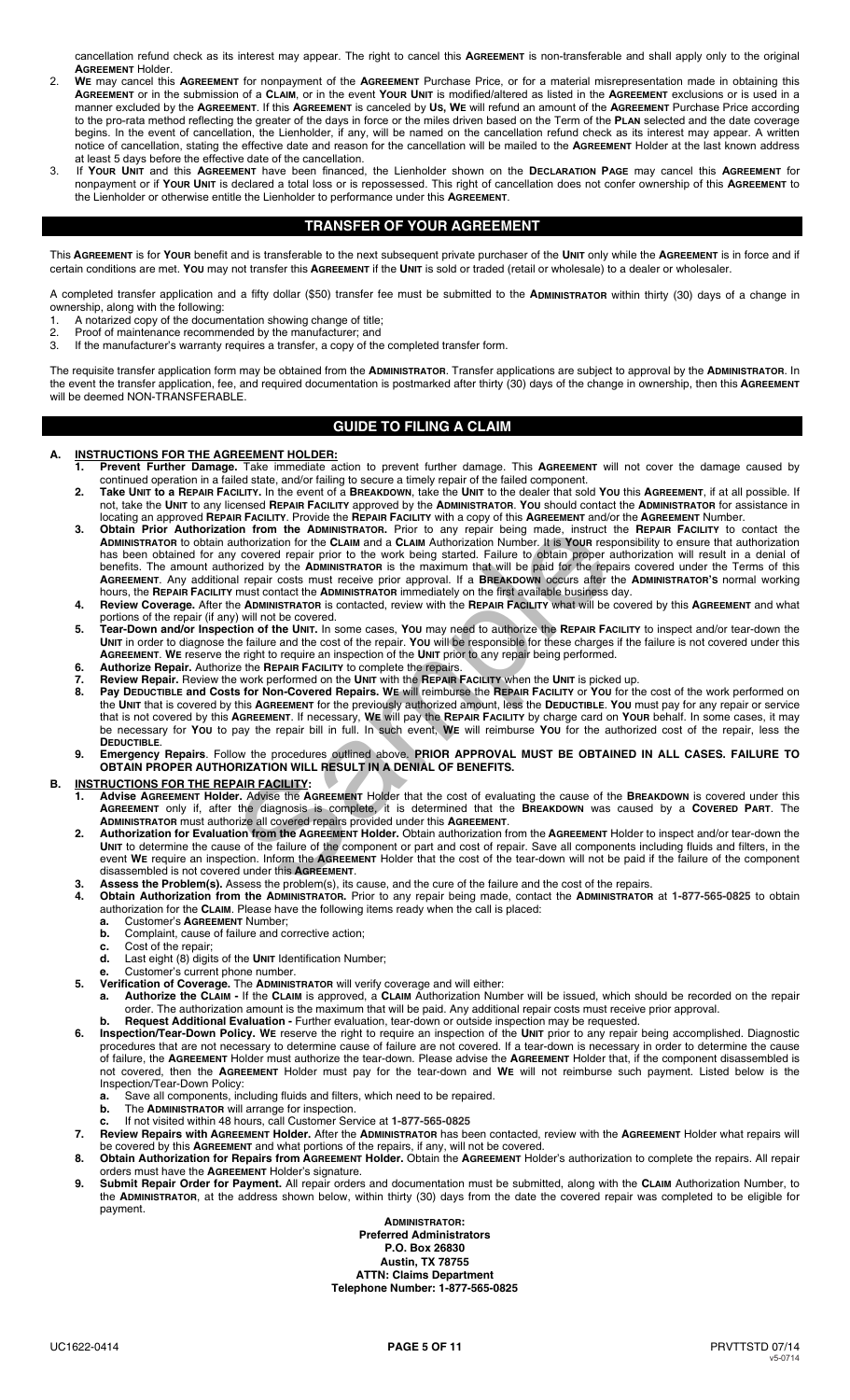cancellation refund check as its interest may appear. The right to cancel this **AGREEMENT** is non-transferable and shall apply only to the original **AGREEMENT** Holder.

2. **WE** may cancel this **AGREEMENT** for nonpayment of the **AGREEMENT** Purchase Price, or for a material misrepresentation made in obtaining this **AGREEMENT** or in the submission of a **CLAIM**, or in the event **YOUR UNIT** is modified/altered as listed in the **AGREEMENT** exclusions or is used in a manner excluded by the **AGREEMENT**. If this **AGREEMENT** is canceled by **US, WE** will refund an amount of the **AGREEMENT** Purchase Price according to the pro-rata method reflecting the greater of the days in force or the miles driven based on the Term of the **PLAN** selected and the date coverage begins. In the event of cancellation, the Lienholder, if any, will be named on the cancellation refund check as its interest may appear. A written notice of cancellation, stating the effective date and reason for the cancellation will be mailed to the **AGREEMENT** Holder at the last known address at least 5 days before the effective date of the cancellation.
3. If **YOUR UNIT** and this **AGREEMENT** have been financed, the Lienholder shown on the **DECLARATION PAGE** may cancel this **AGREEMENT** for nonpayment or if **YOUR UNIT** is declared a total loss or is repossessed. This right of cancellation does not confer ownership of this **AGREEMENT** to the Lienholder or otherwise entitle the Lienholder to performance under this **AGREEMENT**.

## TRANSFER OF YOUR AGREEMENT

This **AGREEMENT** is for **YOUR** benefit and is transferable to the next subsequent private purchaser of the **UNIT** only while the **AGREEMENT** is in force and if certain conditions are met. **YOU** may not transfer this **AGREEMENT** if the **UNIT** is sold or traded (retail or wholesale) to a dealer or wholesaler.

A completed transfer application and a fifty dollar ($50) transfer fee must be submitted to the **ADMINISTRATOR** within thirty (30) days of a change in ownership, along with the following:

1. A notarized copy of the documentation showing change of title;
2. Proof of maintenance recommended by the manufacturer; and
3. If the manufacturer's warranty requires a transfer, a copy of the completed transfer form.

The requisite transfer application form may be obtained from the **ADMINISTRATOR**. Transfer applications are subject to approval by the **ADMINISTRATOR**. In the event the transfer application, fee, and required documentation is postmarked after thirty (30) days of the change in ownership, then this **AGREEMENT** will be deemed NON-TRANSFERABLE.

## GUIDE TO FILING A CLAIM

**A. INSTRUCTIONS FOR THE AGREEMENT HOLDER:**

1. **Prevent Further Damage.** Take immediate action to prevent further damage. This **AGREEMENT** will not cover the damage caused by continued operation in a failed state, and/or failing to secure a timely repair of the failed component.
2. **Take UNIT to a REPAIR FACILITY.** In the event of a **BREAKDOWN**, take the **UNIT** to the dealer that sold **YOU** this **AGREEMENT**, if at all possible. If not, take the **UNIT** to any licensed **REPAIR FACILITY** approved by the **ADMINISTRATOR**. **YOU** should contact the **ADMINISTRATOR** for assistance in locating an approved **REPAIR FACILITY**. Provide the **REPAIR FACILITY** with a copy of this **AGREEMENT** and/or the **AGREEMENT** Number.
3. **Obtain Prior Authorization from the ADMINISTRATOR.** Prior to any repair being made, instruct the **REPAIR FACILITY** to contact the **ADMINISTRATOR** to obtain authorization for the **CLAIM** and a **CLAIM** Authorization Number. It is **YOUR** responsibility to ensure that authorization has been obtained for any covered repair prior to the work being started. Failure to obtain proper authorization will result in a denial of benefits. The amount authorized by the **ADMINISTRATOR** is the maximum that will be paid for the repairs covered under the Terms of this **AGREEMENT**. Any additional repair costs must receive prior approval. If a **BREAKDOWN** occurs after the **ADMINISTRATOR'S** normal working hours, the **REPAIR FACILITY** must contact the **ADMINISTRATOR** immediately on the first available business day.
4. **Review Coverage.** After the **ADMINISTRATOR** is contacted, review with the **REPAIR FACILITY** what will be covered by this **AGREEMENT** and what portions of the repair (if any) will not be covered.
5. **Tear-Down and/or Inspection of the UNIT.** In some cases, **YOU** may need to authorize the **REPAIR FACILITY** to inspect and/or tear-down the **UNIT** in order to diagnose the failure and the cost of the repair. **YOU** will be responsible for these charges if the failure is not covered under this **AGREEMENT**. **WE** reserve the right to require an inspection of the **UNIT** prior to any repair being performed.
6. **Authorize Repair.** Authorize the **REPAIR FACILITY** to complete the repairs.
7. **Review Repair.** Review the work performed on the **UNIT** with the **REPAIR FACILITY** when the **UNIT** is picked up.
8. **Pay DEDUCTIBLE and Costs for Non-Covered Repairs. WE** will reimburse the **REPAIR FACILITY** or **YOU** for the cost of the work performed on the **UNIT** that is covered by this **AGREEMENT** for the previously authorized amount, less the **DEDUCTIBLE**. **YOU** must pay for any repair or service that is not covered by this **AGREEMENT**. If necessary, **WE** will pay the **REPAIR FACILITY** by charge card on **YOUR** behalf. In some cases, it may be necessary for **YOU** to pay the repair bill in full. In such event, **WE** will reimburse **YOU** for the authorized cost of the repair, less the **DEDUCTIBLE**.
9. **Emergency Repairs**. Follow the procedures outlined above. **PRIOR APPROVAL MUST BE OBTAINED IN ALL CASES. FAILURE TO OBTAIN PROPER AUTHORIZATION WILL RESULT IN A DENIAL OF BENEFITS.**

**B. INSTRUCTIONS FOR THE REPAIR FACILITY:**

1. **Advise AGREEMENT Holder.** Advise the **AGREEMENT** Holder that the cost of evaluating the cause of the **BREAKDOWN** is covered under this **AGREEMENT** only if, after the diagnosis is complete, it is determined that the **BREAKDOWN** was caused by a **COVERED PART**. The **ADMINISTRATOR** must authorize all covered repairs provided under this **AGREEMENT**.
2. **Authorization for Evaluation from the AGREEMENT Holder.** Obtain authorization from the **AGREEMENT** Holder to inspect and/or tear-down the **UNIT** to determine the cause of the failure of the component or part and cost of repair. Save all components including fluids and filters, in the event **WE** require an inspection. Inform the **AGREEMENT** Holder that the cost of the tear-down will not be paid if the failure of the component disassembled is not covered under this **AGREEMENT**.
3. **Assess the Problem(s).** Assess the problem(s), its cause, and the cure of the failure and the cost of the repairs.
4. **Obtain Authorization from the ADMINISTRATOR.** Prior to any repair being made, contact the **ADMINISTRATOR** at **1-877-565-0825** to obtain authorization for the **CLAIM**. Please have the following items ready when the call is placed:
   - **a.** Customer's **AGREEMENT** Number;
   - **b.** Complaint, cause of failure and corrective action;
   - **c.** Cost of the repair;
   - **d.** Last eight (8) digits of the **UNIT** Identification Number;
   - **e.** Customer's current phone number.
5. **Verification of Coverage.** The **ADMINISTRATOR** will verify coverage and will either:
   - **a. Authorize the CLAIM -** If the **CLAIM** is approved, a **CLAIM** Authorization Number will be issued, which should be recorded on the repair order. The authorization amount is the maximum that will be paid. Any additional repair costs must receive prior approval.
   - **b. Request Additional Evaluation -** Further evaluation, tear-down or outside inspection may be requested.
6. **Inspection/Tear-Down Policy. WE** reserve the right to require an inspection of the **UNIT** prior to any repair being accomplished. Diagnostic procedures that are not necessary to determine cause of failure are not covered. If a tear-down is necessary in order to determine the cause of failure, the **AGREEMENT** Holder must authorize the tear-down. Please advise the **AGREEMENT** Holder that, if the component disassembled is not covered, then the **AGREEMENT** Holder must pay for the tear-down and **WE** will not reimburse such payment. Listed below is the Inspection/Tear-Down Policy:
   - **a.** Save all components, including fluids and filters, which need to be repaired.
   - **b.** The **ADMINISTRATOR** will arrange for inspection.
   - **c.** If not visited within 48 hours, call Customer Service at **1-877-565-0825**
7. **Review Repairs with AGREEMENT Holder.** After the **ADMINISTRATOR** has been contacted, review with the **AGREEMENT** Holder what repairs will be covered by this **AGREEMENT** and what portions of the repairs, if any, will not be covered.
8. **Obtain Authorization for Repairs from AGREEMENT Holder.** Obtain the **AGREEMENT** Holder's authorization to complete the repairs. All repair orders must have the **AGREEMENT** Holder's signature.
9. **Submit Repair Order for Payment.** All repair orders and documentation must be submitted, along with the **CLAIM** Authorization Number, to the **ADMINISTRATOR**, at the address shown below, within thirty (30) days from the date the covered repair was completed to be eligible for payment.

**ADMINISTRATOR:**
**Preferred Administrators**
**P.O. Box 26830**
**Austin, TX 78755**
**ATTN: Claims Department**
**Telephone Number: 1-877-565-0825**

UC1622-0414 PRVTTSTD 07/14 v5-0714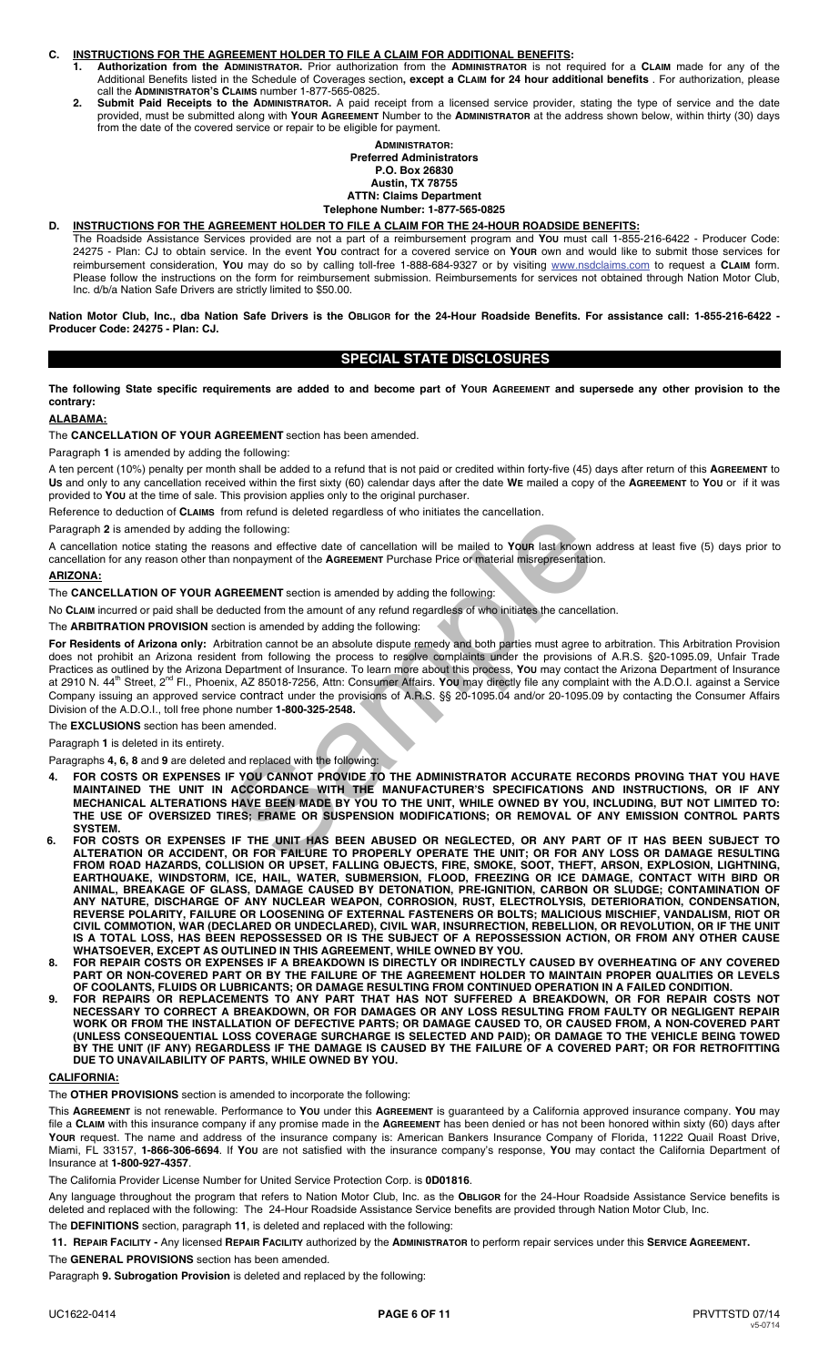## C. INSTRUCTIONS FOR THE AGREEMENT HOLDER TO FILE A CLAIM FOR ADDITIONAL BENEFITS:

1. **Authorization from the ADMINISTRATOR.** Prior authorization from the **ADMINISTRATOR** is not required for a **CLAIM** made for any of the Additional Benefits listed in the Schedule of Coverages section**, except a CLAIM for 24 hour additional benefits** . For authorization, please call the **ADMINISTRATOR'S CLAIMS** number 1-877-565-0825.
2. **Submit Paid Receipts to the ADMINISTRATOR.** A paid receipt from a licensed service provider, stating the type of service and the date provided, must be submitted along with **YOUR AGREEMENT** Number to the **ADMINISTRATOR** at the address shown below, within thirty (30) days from the date of the covered service or repair to be eligible for payment.

**ADMINISTRATOR:**
**Preferred Administrators**
**P.O. Box 26830**
**Austin, TX 78755**
**ATTN: Claims Department**
**Telephone Number: 1-877-565-0825**

## D. INSTRUCTIONS FOR THE AGREEMENT HOLDER TO FILE A CLAIM FOR THE 24-HOUR ROADSIDE BENEFITS:

The Roadside Assistance Services provided are not a part of a reimbursement program and **YOU** must call 1-855-216-6422 - Producer Code: 24275 - Plan: CJ to obtain service. In the event **YOU** contract for a covered service on **YOUR** own and would like to submit those services for reimbursement consideration, **YOU** may do so by calling toll-free 1-888-684-9327 or by visiting www.nsdclaims.com to request a **CLAIM** form. Please follow the instructions on the form for reimbursement submission. Reimbursements for services not obtained through Nation Motor Club, Inc. d/b/a Nation Safe Drivers are strictly limited to $50.00.

**Nation Motor Club, Inc., dba Nation Safe Drivers is the OBLIGOR for the 24-Hour Roadside Benefits. For assistance call: 1-855-216-6422 - Producer Code: 24275 - Plan: CJ.**

# SPECIAL STATE DISCLOSURES

**The following State specific requirements are added to and become part of YOUR AGREEMENT and supersede any other provision to the contrary:**

### ALABAMA:

The **CANCELLATION OF YOUR AGREEMENT** section has been amended.

Paragraph **1** is amended by adding the following:

A ten percent (10%) penalty per month shall be added to a refund that is not paid or credited within forty-five (45) days after return of this **AGREEMENT** to **US** and only to any cancellation received within the first sixty (60) calendar days after the date **WE** mailed a copy of the **AGREEMENT** to **YOU** or if it was provided to **YOU** at the time of sale. This provision applies only to the original purchaser.

Reference to deduction of **CLAIMS** from refund is deleted regardless of who initiates the cancellation.

Paragraph **2** is amended by adding the following:

A cancellation notice stating the reasons and effective date of cancellation will be mailed to **YOUR** last known address at least five (5) days prior to cancellation for any reason other than nonpayment of the **AGREEMENT** Purchase Price or material misrepresentation.

### ARIZONA:

The **CANCELLATION OF YOUR AGREEMENT** section is amended by adding the following:

No **CLAIM** incurred or paid shall be deducted from the amount of any refund regardless of who initiates the cancellation.

The **ARBITRATION PROVISION** section is amended by adding the following:

**For Residents of Arizona only:** Arbitration cannot be an absolute dispute remedy and both parties must agree to arbitration. This Arbitration Provision does not prohibit an Arizona resident from following the process to resolve complaints under the provisions of A.R.S. §20-1095.09, Unfair Trade Practices as outlined by the Arizona Department of Insurance. To learn more about this process, **YOU** may contact the Arizona Department of Insurance at 2910 N. 44th Street, 2nd Fl., Phoenix, AZ 85018-7256, Attn: Consumer Affairs. **YOU** may directly file any complaint with the A.D.O.I. against a Service Company issuing an approved service contract under the provisions of A.R.S. §§ 20-1095.04 and/or 20-1095.09 by contacting the Consumer Affairs Division of the A.D.O.I., toll free phone number **1-800-325-2548.**

The **EXCLUSIONS** section has been amended.

Paragraph **1** is deleted in its entirety.

Paragraphs **4, 6, 8** and **9** are deleted and replaced with the following:

4. **FOR COSTS OR EXPENSES IF YOU CANNOT PROVIDE TO THE ADMINISTRATOR ACCURATE RECORDS PROVING THAT YOU HAVE MAINTAINED THE UNIT IN ACCORDANCE WITH THE MANUFACTURER'S SPECIFICATIONS AND INSTRUCTIONS, OR IF ANY MECHANICAL ALTERATIONS HAVE BEEN MADE BY YOU TO THE UNIT, WHILE OWNED BY YOU, INCLUDING, BUT NOT LIMITED TO: THE USE OF OVERSIZED TIRES; FRAME OR SUSPENSION MODIFICATIONS; OR REMOVAL OF ANY EMISSION CONTROL PARTS SYSTEM.**
6. **FOR COSTS OR EXPENSES IF THE UNIT HAS BEEN ABUSED OR NEGLECTED, OR ANY PART OF IT HAS BEEN SUBJECT TO ALTERATION OR ACCIDENT, OR FOR FAILURE TO PROPERLY OPERATE THE UNIT; OR FOR ANY LOSS OR DAMAGE RESULTING FROM ROAD HAZARDS, COLLISION OR UPSET, FALLING OBJECTS, FIRE, SMOKE, SOOT, THEFT, ARSON, EXPLOSION, LIGHTNING, EARTHQUAKE, WINDSTORM, ICE, HAIL, WATER, SUBMERSION, FLOOD, FREEZING OR ICE DAMAGE, CONTACT WITH BIRD OR ANIMAL, BREAKAGE OF GLASS, DAMAGE CAUSED BY DETONATION, PRE-IGNITION, CARBON OR SLUDGE; CONTAMINATION OF ANY NATURE, DISCHARGE OF ANY NUCLEAR WEAPON, CORROSION, RUST, ELECTROLYSIS, DETERIORATION, CONDENSATION, REVERSE POLARITY, FAILURE OR LOOSENING OF EXTERNAL FASTENERS OR BOLTS; MALICIOUS MISCHIEF, VANDALISM, RIOT OR CIVIL COMMOTION, WAR (DECLARED OR UNDECLARED), CIVIL WAR, INSURRECTION, REBELLION, OR REVOLUTION, OR IF THE UNIT IS A TOTAL LOSS, HAS BEEN REPOSSESSED OR IS THE SUBJECT OF A REPOSSESSION ACTION, OR FROM ANY OTHER CAUSE WHATSOEVER, EXCEPT AS OUTLINED IN THIS AGREEMENT, WHILE OWNED BY YOU.**
8. **FOR REPAIR COSTS OR EXPENSES IF A BREAKDOWN IS DIRECTLY OR INDIRECTLY CAUSED BY OVERHEATING OF ANY COVERED PART OR NON-COVERED PART OR BY THE FAILURE OF THE AGREEMENT HOLDER TO MAINTAIN PROPER QUALITIES OR LEVELS OF COOLANTS, FLUIDS OR LUBRICANTS; OR DAMAGE RESULTING FROM CONTINUED OPERATION IN A FAILED CONDITION.**
9. **FOR REPAIRS OR REPLACEMENTS TO ANY PART THAT HAS NOT SUFFERED A BREAKDOWN, OR FOR REPAIR COSTS NOT NECESSARY TO CORRECT A BREAKDOWN, OR FOR DAMAGES OR ANY LOSS RESULTING FROM FAULTY OR NEGLIGENT REPAIR WORK OR FROM THE INSTALLATION OF DEFECTIVE PARTS; OR DAMAGE CAUSED TO, OR CAUSED FROM, A NON-COVERED PART (UNLESS CONSEQUENTIAL LOSS COVERAGE SURCHARGE IS SELECTED AND PAID); OR DAMAGE TO THE VEHICLE BEING TOWED BY THE UNIT (IF ANY) REGARDLESS IF THE DAMAGE IS CAUSED BY THE FAILURE OF A COVERED PART; OR FOR RETROFITTING DUE TO UNAVAILABILITY OF PARTS, WHILE OWNED BY YOU.**

### CALIFORNIA:

The **OTHER PROVISIONS** section is amended to incorporate the following:

This **AGREEMENT** is not renewable. Performance to **YOU** under this **AGREEMENT** is guaranteed by a California approved insurance company. **YOU** may file a **CLAIM** with this insurance company if any promise made in the **AGREEMENT** has been denied or has not been honored within sixty (60) days after **YOUR** request. The name and address of the insurance company is: American Bankers Insurance Company of Florida, 11222 Quail Roast Drive, Miami, FL 33157, **1-866-306-6694**. If **YOU** are not satisfied with the insurance company's response, **YOU** may contact the California Department of Insurance at **1-800-927-4357**.

The California Provider License Number for United Service Protection Corp. is **0D01816**.

Any language throughout the program that refers to Nation Motor Club, Inc. as the **OBLIGOR** for the 24-Hour Roadside Assistance Service benefits is deleted and replaced with the following: The 24-Hour Roadside Assistance Service benefits are provided through Nation Motor Club, Inc.

The **DEFINITIONS** section, paragraph **11**, is deleted and replaced with the following:

**11. REPAIR FACILITY -** Any licensed **REPAIR FACILITY** authorized by the **ADMINISTRATOR** to perform repair services under this **SERVICE AGREEMENT.**

The **GENERAL PROVISIONS** section has been amended.

Paragraph **9. Subrogation Provision** is deleted and replaced by the following: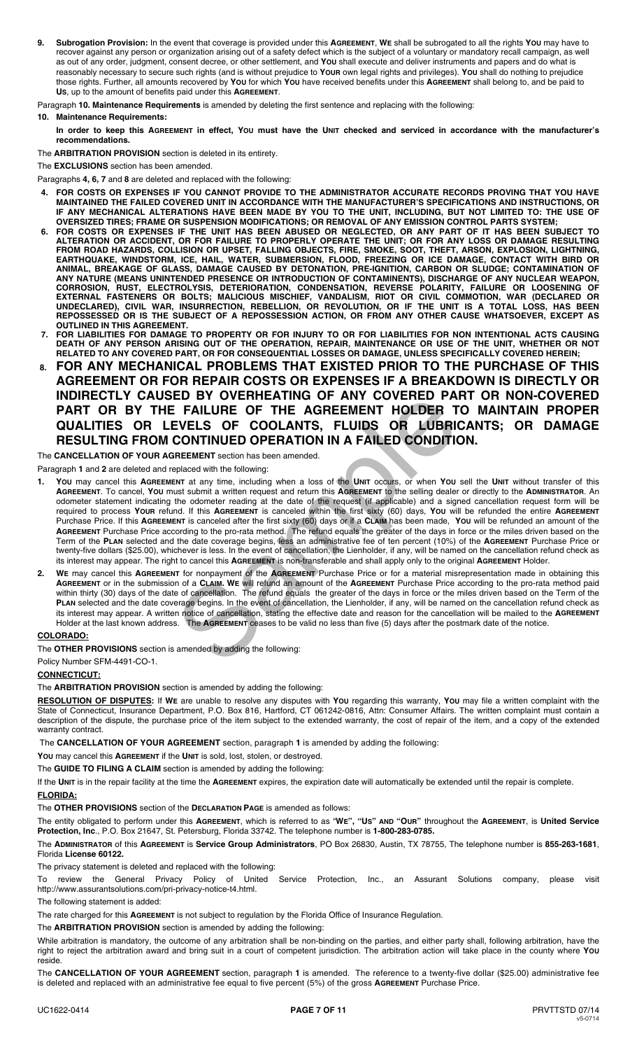9. **Subrogation Provision:** In the event that coverage is provided under this **AGREEMENT**, **WE** shall be subrogated to all the rights **YOU** may have to recover against any person or organization arising out of a safety defect which is the subject of a voluntary or mandatory recall campaign, as well as out of any order, judgment, consent decree, or other settlement, and **YOU** shall execute and deliver instruments and papers and do what is reasonably necessary to secure such rights (and is without prejudice to **YOUR** own legal rights and privileges). **YOU** shall do nothing to prejudice those rights. Further, all amounts recovered by **YOU** for which **YOU** have received benefits under this **AGREEMENT** shall belong to, and be paid to **US**, up to the amount of benefits paid under this **AGREEMENT**.

Paragraph **10. Maintenance Requirements** is amended by deleting the first sentence and replacing with the following:

**10. Maintenance Requirements:**

**In order to keep this AGREEMENT in effect, YOU must have the UNIT checked and serviced in accordance with the manufacturer's recommendations.**

The **ARBITRATION PROVISION** section is deleted in its entirety.

The **EXCLUSIONS** section has been amended.

Paragraphs **4, 6, 7** and **8** are deleted and replaced with the following:

4. **FOR COSTS OR EXPENSES IF YOU CANNOT PROVIDE TO THE ADMINISTRATOR ACCURATE RECORDS PROVING THAT YOU HAVE MAINTAINED THE FAILED COVERED UNIT IN ACCORDANCE WITH THE MANUFACTURER'S SPECIFICATIONS AND INSTRUCTIONS, OR IF ANY MECHANICAL ALTERATIONS HAVE BEEN MADE BY YOU TO THE UNIT, INCLUDING, BUT NOT LIMITED TO: THE USE OF OVERSIZED TIRES; FRAME OR SUSPENSION MODIFICATIONS; OR REMOVAL OF ANY EMISSION CONTROL PARTS SYSTEM;**
6. **FOR COSTS OR EXPENSES IF THE UNIT HAS BEEN ABUSED OR NEGLECTED, OR ANY PART OF IT HAS BEEN SUBJECT TO ALTERATION OR ACCIDENT, OR FOR FAILURE TO PROPERLY OPERATE THE UNIT; OR FOR ANY LOSS OR DAMAGE RESULTING FROM ROAD HAZARDS, COLLISION OR UPSET, FALLING OBJECTS, FIRE, SMOKE, SOOT, THEFT, ARSON, EXPLOSION, LIGHTNING, EARTHQUAKE, WINDSTORM, ICE, HAIL, WATER, SUBMERSION, FLOOD, FREEZING OR ICE DAMAGE, CONTACT WITH BIRD OR ANIMAL, BREAKAGE OF GLASS, DAMAGE CAUSED BY DETONATION, PRE-IGNITION, CARBON OR SLUDGE; CONTAMINATION OF ANY NATURE (MEANS UNINTENDED PRESENCE OR INTRODUCTION OF CONTAMINENTS), DISCHARGE OF ANY NUCLEAR WEAPON, CORROSION, RUST, ELECTROLYSIS, DETERIORATION, CONDENSATION, REVERSE POLARITY, FAILURE OR LOOSENING OF EXTERNAL FASTENERS OR BOLTS; MALICIOUS MISCHIEF, VANDALISM, RIOT OR CIVIL COMMOTION, WAR (DECLARED OR UNDECLARED), CIVIL WAR, INSURRECTION, REBELLION, OR REVOLUTION, OR IF THE UNIT IS A TOTAL LOSS, HAS BEEN REPOSSESSED OR IS THE SUBJECT OF A REPOSSESSION ACTION, OR FROM ANY OTHER CAUSE WHATSOEVER, EXCEPT AS OUTLINED IN THIS AGREEMENT.**
7. **FOR LIABILITIES FOR DAMAGE TO PROPERTY OR FOR INJURY TO OR FOR LIABILITIES FOR NON INTENTIONAL ACTS CAUSING DEATH OF ANY PERSON ARISING OUT OF THE OPERATION, REPAIR, MAINTENANCE OR USE OF THE UNIT, WHETHER OR NOT RELATED TO ANY COVERED PART, OR FOR CONSEQUENTIAL LOSSES OR DAMAGE, UNLESS SPECIFICALLY COVERED HEREIN;**
8. **FOR ANY MECHANICAL PROBLEMS THAT EXISTED PRIOR TO THE PURCHASE OF THIS AGREEMENT OR FOR REPAIR COSTS OR EXPENSES IF A BREAKDOWN IS DIRECTLY OR INDIRECTLY CAUSED BY OVERHEATING OF ANY COVERED PART OR NON-COVERED PART OR BY THE FAILURE OF THE AGREEMENT HOLDER TO MAINTAIN PROPER QUALITIES OR LEVELS OF COOLANTS, FLUIDS OR LUBRICANTS; OR DAMAGE RESULTING FROM CONTINUED OPERATION IN A FAILED CONDITION.**

The **CANCELLATION OF YOUR AGREEMENT** section has been amended.

Paragraph **1** and **2** are deleted and replaced with the following:

1. **YOU** may cancel this **AGREEMENT** at any time, including when a loss of the **UNIT** occurs, or when **YOU** sell the **UNIT** without transfer of this **AGREEMENT**. To cancel, **YOU** must submit a written request and return this **AGREEMENT** to the selling dealer or directly to the **ADMINISTRATOR**. An odometer statement indicating the odometer reading at the date of the request (if applicable) and a signed cancellation request form will be required to process **YOUR** refund. If this **AGREEMENT** is canceled within the first sixty (60) days, **YOU** will be refunded the entire **AGREEMENT** Purchase Price. If this **AGREEMENT** is canceled after the first sixty (60) days or if a **CLAIM** has been made, **YOU** will be refunded an amount of the **AGREEMENT** Purchase Price according to the pro-rata method. The refund equals the greater of the days in force or the miles driven based on the Term of the **PLAN** selected and the date coverage begins, less an administrative fee of ten percent (10%) of the **AGREEMENT** Purchase Price or twenty-five dollars ($25.00), whichever is less. In the event of cancellation, the Lienholder, if any, will be named on the cancellation refund check as its interest may appear. The right to cancel this **AGREEMENT** is non-transferable and shall apply only to the original **AGREEMENT** Holder.
2. **WE** may cancel this **AGREEMENT** for nonpayment of the **AGREEMENT** Purchase Price or for a material misrepresentation made in obtaining this **AGREEMENT** or in the submission of a **CLAIM**. **WE** will refund an amount of the **AGREEMENT** Purchase Price according to the pro-rata method paid within thirty (30) days of the date of cancellation. The refund equals the greater of the days in force or the miles driven based on the Term of the **PLAN** selected and the date coverage begins. In the event of cancellation, the Lienholder, if any, will be named on the cancellation refund check as its interest may appear. A written notice of cancellation, stating the effective date and reason for the cancellation will be mailed to the **AGREEMENT** Holder at the last known address. The **AGREEMENT** ceases to be valid no less than five (5) days after the postmark date of the notice.

## COLORADO:

The **OTHER PROVISIONS** section is amended by adding the following:

Policy Number SFM-4491-CO-1.

## CONNECTICUT:

The **ARBITRATION PROVISION** section is amended by adding the following:

**RESOLUTION OF DISPUTES:** If **WE** are unable to resolve any disputes with **YOU** regarding this warranty, **YOU** may file a written complaint with the State of Connecticut, Insurance Department, P.O. Box 816, Hartford, CT 061242-0816, Attn: Consumer Affairs. The written complaint must contain a description of the dispute, the purchase price of the item subject to the extended warranty, the cost of repair of the item, and a copy of the extended warranty contract.

The **CANCELLATION OF YOUR AGREEMENT** section, paragraph **1** is amended by adding the following:

**YOU** may cancel this **AGREEMENT** if the **UNIT** is sold, lost, stolen, or destroyed.

The **GUIDE TO FILING A CLAIM** section is amended by adding the following:

If the **UNIT** is in the repair facility at the time the **AGREEMENT** expires, the expiration date will automatically be extended until the repair is complete.

## FLORIDA:

The **OTHER PROVISIONS** section of the **DECLARATION PAGE** is amended as follows:

The entity obligated to perform under this **AGREEMENT**, which is referred to as "**WE**", "**US**" **AND** "**OUR**" throughout the **AGREEMENT**, is **United Service Protection, Inc**., P.O. Box 21647, St. Petersburg, Florida 33742. The telephone number is **1-800-283-0785.**

The **ADMINISTRATOR** of this **AGREEMENT** is **Service Group Administrators**, PO Box 26830, Austin, TX 78755, The telephone number is **855-263-1681**, Florida **License 60122.**

The privacy statement is deleted and replaced with the following:

To review the General Privacy Policy of United Service Protection, Inc., an Assurant Solutions company, please visit http://www.assurantsolutions.com/pri-privacy-notice-t4.html.

The following statement is added:

The rate charged for this **AGREEMENT** is not subject to regulation by the Florida Office of Insurance Regulation.

The **ARBITRATION PROVISION** section is amended by adding the following:

While arbitration is mandatory, the outcome of any arbitration shall be non-binding on the parties, and either party shall, following arbitration, have the right to reject the arbitration award and bring suit in a court of competent jurisdiction. The arbitration action will take place in the county where **YOU** reside.

The **CANCELLATION OF YOUR AGREEMENT** section, paragraph **1** is amended. The reference to a twenty-five dollar ($25.00) administrative fee is deleted and replaced with an administrative fee equal to five percent (5%) of the gross **AGREEMENT** Purchase Price.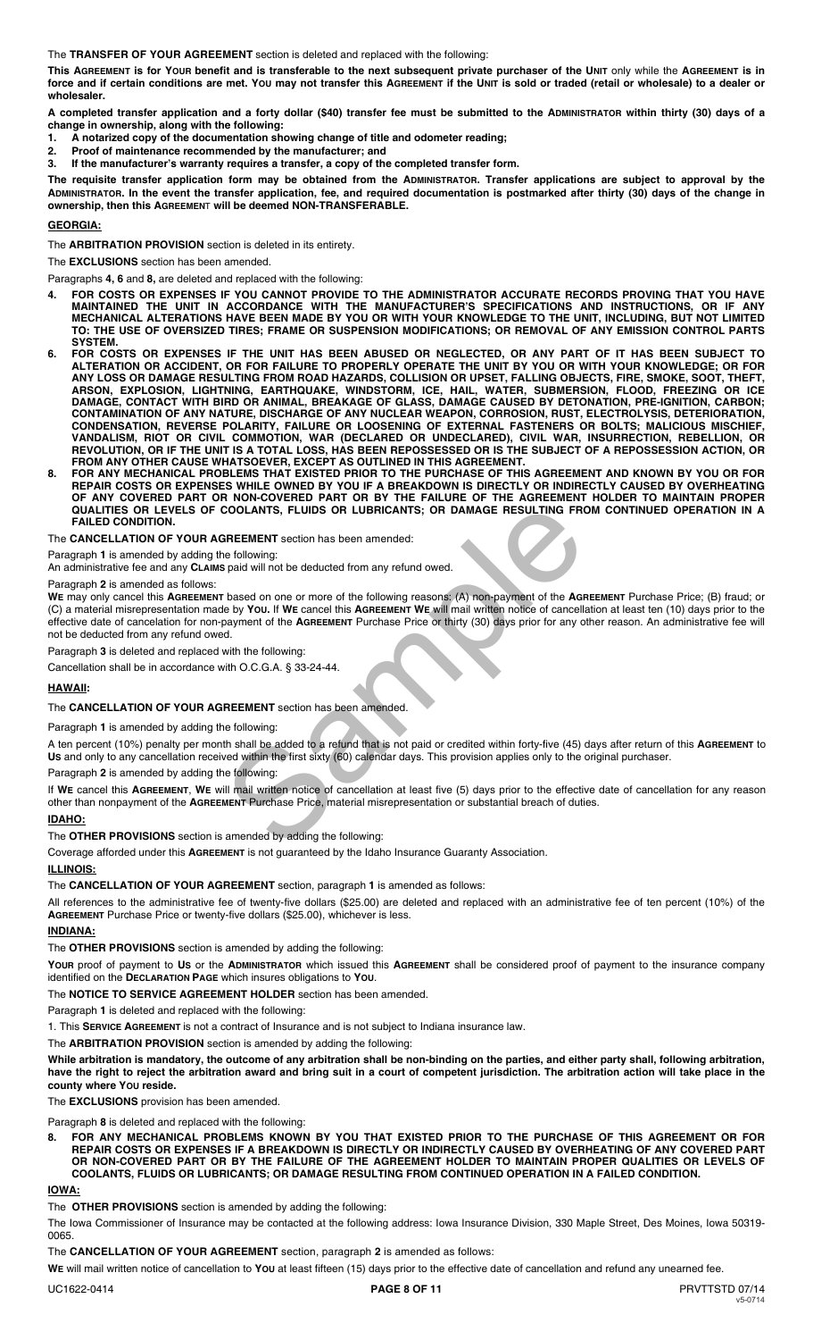The **TRANSFER OF YOUR AGREEMENT** section is deleted and replaced with the following:

**This AGREEMENT is for YOUR benefit and is transferable to the next subsequent private purchaser of the UNIT only while the AGREEMENT is in force and if certain conditions are met. YOU may not transfer this AGREEMENT if the UNIT is sold or traded (retail or wholesale) to a dealer or wholesaler.**

**A completed transfer application and a forty dollar ($40) transfer fee must be submitted to the ADMINISTRATOR within thirty (30) days of a change in ownership, along with the following:**

1. **A notarized copy of the documentation showing change of title and odometer reading;**
2. **Proof of maintenance recommended by the manufacturer; and**
3. **If the manufacturer's warranty requires a transfer, a copy of the completed transfer form.**

**The requisite transfer application form may be obtained from the ADMINISTRATOR. Transfer applications are subject to approval by the ADMINISTRATOR. In the event the transfer application, fee, and required documentation is postmarked after thirty (30) days of the change in ownership, then this AGREEMENT will be deemed NON-TRANSFERABLE.**

## GEORGIA:

The **ARBITRATION PROVISION** section is deleted in its entirety.

The **EXCLUSIONS** section has been amended.

Paragraphs **4, 6** and **8,** are deleted and replaced with the following:

4. **FOR COSTS OR EXPENSES IF YOU CANNOT PROVIDE TO THE ADMINISTRATOR ACCURATE RECORDS PROVING THAT YOU HAVE MAINTAINED THE UNIT IN ACCORDANCE WITH THE MANUFACTURER'S SPECIFICATIONS AND INSTRUCTIONS, OR IF ANY MECHANICAL ALTERATIONS HAVE BEEN MADE BY YOU OR WITH YOUR KNOWLEDGE TO THE UNIT, INCLUDING, BUT NOT LIMITED TO: THE USE OF OVERSIZED TIRES; FRAME OR SUSPENSION MODIFICATIONS; OR REMOVAL OF ANY EMISSION CONTROL PARTS SYSTEM.**
6. **FOR COSTS OR EXPENSES IF THE UNIT HAS BEEN ABUSED OR NEGLECTED, OR ANY PART OF IT HAS BEEN SUBJECT TO ALTERATION OR ACCIDENT, OR FOR FAILURE TO PROPERLY OPERATE THE UNIT BY YOU OR WITH YOUR KNOWLEDGE; OR FOR ANY LOSS OR DAMAGE RESULTING FROM ROAD HAZARDS, COLLISION OR UPSET, FALLING OBJECTS, FIRE, SMOKE, SOOT, THEFT, ARSON, EXPLOSION, LIGHTNING, EARTHQUAKE, WINDSTORM, ICE, HAIL, WATER, SUBMERSION, FLOOD, FREEZING OR ICE DAMAGE, CONTACT WITH BIRD OR ANIMAL, BREAKAGE OF GLASS, DAMAGE CAUSED BY DETONATION, PRE-IGNITION, CARBON; CONTAMINATION OF ANY NATURE, DISCHARGE OF ANY NUCLEAR WEAPON, CORROSION, RUST, ELECTROLYSIS, DETERIORATION, CONDENSATION, REVERSE POLARITY, FAILURE OR LOOSENING OF EXTERNAL FASTENERS OR BOLTS; MALICIOUS MISCHIEF, VANDALISM, RIOT OR CIVIL COMMOTION, WAR (DECLARED OR UNDECLARED), CIVIL WAR, INSURRECTION, REBELLION, OR REVOLUTION, OR IF THE UNIT IS A TOTAL LOSS, HAS BEEN REPOSSESSED OR IS THE SUBJECT OF A REPOSSESSION ACTION, OR FROM ANY OTHER CAUSE WHATSOEVER, EXCEPT AS OUTLINED IN THIS AGREEMENT.**
8. **FOR ANY MECHANICAL PROBLEMS THAT EXISTED PRIOR TO THE PURCHASE OF THIS AGREEMENT AND KNOWN BY YOU OR FOR REPAIR COSTS OR EXPENSES WHILE OWNED BY YOU IF A BREAKDOWN IS DIRECTLY OR INDIRECTLY CAUSED BY OVERHEATING OF ANY COVERED PART OR NON-COVERED PART OR BY THE FAILURE OF THE AGREEMENT HOLDER TO MAINTAIN PROPER QUALITIES OR LEVELS OF COOLANTS, FLUIDS OR LUBRICANTS; OR DAMAGE RESULTING FROM CONTINUED OPERATION IN A FAILED CONDITION.**

The **CANCELLATION OF YOUR AGREEMENT** section has been amended:

Paragraph **1** is amended by adding the following:

An administrative fee and any **CLAIMS** paid will not be deducted from any refund owed.

Paragraph **2** is amended as follows:

**WE** may only cancel this **AGREEMENT** based on one or more of the following reasons: (A) non-payment of the **AGREEMENT** Purchase Price; (B) fraud; or (C) a material misrepresentation made by **YOU.** If **WE** cancel this **AGREEMENT WE** will mail written notice of cancellation at least ten (10) days prior to the effective date of cancellation for non-payment of the **AGREEMENT** Purchase Price or thirty (30) days prior for any other reason. An administrative fee will not be deducted from any refund owed.

Paragraph **3** is deleted and replaced with the following:

Cancellation shall be in accordance with O.C.G.A. § 33-24-44.

## HAWAII:

The **CANCELLATION OF YOUR AGREEMENT** section has been amended.

Paragraph **1** is amended by adding the following:

A ten percent (10%) penalty per month shall be added to a refund that is not paid or credited within forty-five (45) days after return of this **AGREEMENT** to **US** and only to any cancellation received within the first sixty (60) calendar days. This provision applies only to the original purchaser.

Paragraph **2** is amended by adding the following:

If **WE** cancel this **AGREEMENT**, **WE** will mail written notice of cancellation at least five (5) days prior to the effective date of cancellation for any reason other than nonpayment of the **AGREEMENT** Purchase Price, material misrepresentation or substantial breach of duties.

## IDAHO:

The **OTHER PROVISIONS** section is amended by adding the following:

Coverage afforded under this **AGREEMENT** is not guaranteed by the Idaho Insurance Guaranty Association.

## ILLINOIS:

The **CANCELLATION OF YOUR AGREEMENT** section, paragraph **1** is amended as follows:

All references to the administrative fee of twenty-five dollars ($25.00) are deleted and replaced with an administrative fee of ten percent (10%) of the **AGREEMENT** Purchase Price or twenty-five dollars ($25.00), whichever is less.

## INDIANA:

The **OTHER PROVISIONS** section is amended by adding the following:

**YOUR** proof of payment to **US** or the **ADMINISTRATOR** which issued this **AGREEMENT** shall be considered proof of payment to the insurance company identified on the **DECLARATION PAGE** which insures obligations to **YOU**.

The **NOTICE TO SERVICE AGREEMENT HOLDER** section has been amended.

Paragraph **1** is deleted and replaced with the following:

1. This **SERVICE AGREEMENT** is not a contract of Insurance and is not subject to Indiana insurance law.

The **ARBITRATION PROVISION** section is amended by adding the following:

**While arbitration is mandatory, the outcome of any arbitration shall be non-binding on the parties, and either party shall, following arbitration, have the right to reject the arbitration award and bring suit in a court of competent jurisdiction. The arbitration action will take place in the county where YOU reside.**

The **EXCLUSIONS** provision has been amended.

Paragraph **8** is deleted and replaced with the following:

8. **FOR ANY MECHANICAL PROBLEMS KNOWN BY YOU THAT EXISTED PRIOR TO THE PURCHASE OF THIS AGREEMENT OR FOR REPAIR COSTS OR EXPENSES IF A BREAKDOWN IS DIRECTLY OR INDIRECTLY CAUSED BY OVERHEATING OF ANY COVERED PART OR NON-COVERED PART OR BY THE FAILURE OF THE AGREEMENT HOLDER TO MAINTAIN PROPER QUALITIES OR LEVELS OF COOLANTS, FLUIDS OR LUBRICANTS; OR DAMAGE RESULTING FROM CONTINUED OPERATION IN A FAILED CONDITION.**

## IOWA:

The **OTHER PROVISIONS** section is amended by adding the following:

The Iowa Commissioner of Insurance may be contacted at the following address: Iowa Insurance Division, 330 Maple Street, Des Moines, Iowa 50319-0065.

The **CANCELLATION OF YOUR AGREEMENT** section, paragraph **2** is amended as follows:

**WE** will mail written notice of cancellation to **YOU** at least fifteen (15) days prior to the effective date of cancellation and refund any unearned fee.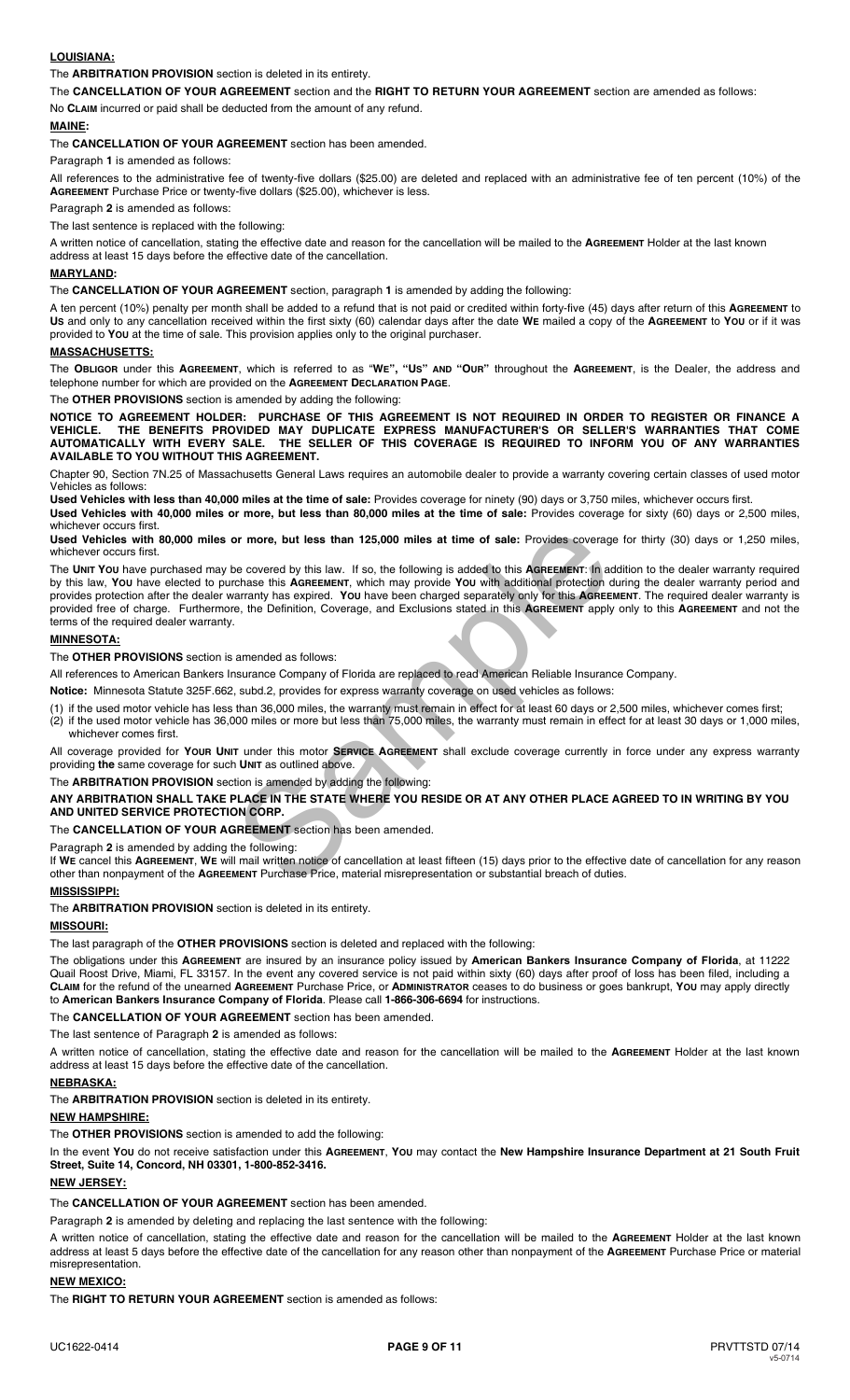**LOUISIANA:**

The **ARBITRATION PROVISION** section is deleted in its entirety.

The **CANCELLATION OF YOUR AGREEMENT** section and the **RIGHT TO RETURN YOUR AGREEMENT** section are amended as follows:

No **CLAIM** incurred or paid shall be deducted from the amount of any refund.

**MAINE:**

The **CANCELLATION OF YOUR AGREEMENT** section has been amended.

Paragraph **1** is amended as follows:

All references to the administrative fee of twenty-five dollars ($25.00) are deleted and replaced with an administrative fee of ten percent (10%) of the **AGREEMENT** Purchase Price or twenty-five dollars ($25.00), whichever is less.

Paragraph **2** is amended as follows:

The last sentence is replaced with the following:

A written notice of cancellation, stating the effective date and reason for the cancellation will be mailed to the **AGREEMENT** Holder at the last known address at least 15 days before the effective date of the cancellation.

**MARYLAND:**

The **CANCELLATION OF YOUR AGREEMENT** section, paragraph **1** is amended by adding the following:

A ten percent (10%) penalty per month shall be added to a refund that is not paid or credited within forty-five (45) days after return of this **AGREEMENT** to **US** and only to any cancellation received within the first sixty (60) calendar days after the date **WE** mailed a copy of the **AGREEMENT** to **YOU** or if it was provided to **YOU** at the time of sale. This provision applies only to the original purchaser.

**MASSACHUSETTS:**

The **OBLIGOR** under this **AGREEMENT**, which is referred to as "**WE", "US" AND "OUR"** throughout the **AGREEMENT**, is the Dealer, the address and telephone number for which are provided on the **AGREEMENT DECLARATION PAGE**.

The **OTHER PROVISIONS** section is amended by adding the following:

**NOTICE TO AGREEMENT HOLDER: PURCHASE OF THIS AGREEMENT IS NOT REQUIRED IN ORDER TO REGISTER OR FINANCE A VEHICLE. THE BENEFITS PROVIDED MAY DUPLICATE EXPRESS MANUFACTURER'S OR SELLER'S WARRANTIES THAT COME AUTOMATICALLY WITH EVERY SALE. THE SELLER OF THIS COVERAGE IS REQUIRED TO INFORM YOU OF ANY WARRANTIES AVAILABLE TO YOU WITHOUT THIS AGREEMENT.**

Chapter 90, Section 7N.25 of Massachusetts General Laws requires an automobile dealer to provide a warranty covering certain classes of used motor Vehicles as follows:

**Used Vehicles with less than 40,000 miles at the time of sale:** Provides coverage for ninety (90) days or 3,750 miles, whichever occurs first.

**Used Vehicles with 40,000 miles or more, but less than 80,000 miles at the time of sale:** Provides coverage for sixty (60) days or 2,500 miles, whichever occurs first.

**Used Vehicles with 80,000 miles or more, but less than 125,000 miles at time of sale:** Provides coverage for thirty (30) days or 1,250 miles, whichever occurs first.

The **UNIT YOU** have purchased may be covered by this law. If so, the following is added to this **AGREEMENT**: In addition to the dealer warranty required by this law, **YOU** have elected to purchase this **AGREEMENT**, which may provide **YOU** with additional protection during the dealer warranty period and provides protection after the dealer warranty has expired. **YOU** have been charged separately only for this **AGREEMENT**. The required dealer warranty is provided free of charge. Furthermore, the Definition, Coverage, and Exclusions stated in this **AGREEMENT** apply only to this **AGREEMENT** and not the terms of the required dealer warranty.

**MINNESOTA:**

The **OTHER PROVISIONS** section is amended as follows:

All references to American Bankers Insurance Company of Florida are replaced to read American Reliable Insurance Company.

**Notice:** Minnesota Statute 325F.662, subd.2, provides for express warranty coverage on used vehicles as follows:

(1) if the used motor vehicle has less than 36,000 miles, the warranty must remain in effect for at least 60 days or 2,500 miles, whichever comes first;
(2) if the used motor vehicle has 36,000 miles or more but less than 75,000 miles, the warranty must remain in effect for at least 30 days or 1,000 miles, whichever comes first.

All coverage provided for **YOUR UNIT** under this motor **SERVICE AGREEMENT** shall exclude coverage currently in force under any express warranty providing **the** same coverage for such **UNIT** as outlined above.

The **ARBITRATION PROVISION** section is amended by adding the following:

**ANY ARBITRATION SHALL TAKE PLACE IN THE STATE WHERE YOU RESIDE OR AT ANY OTHER PLACE AGREED TO IN WRITING BY YOU AND UNITED SERVICE PROTECTION CORP.**

The **CANCELLATION OF YOUR AGREEMENT** section has been amended.

Paragraph **2** is amended by adding the following:

If **WE** cancel this **AGREEMENT**, **WE** will mail written notice of cancellation at least fifteen (15) days prior to the effective date of cancellation for any reason other than nonpayment of the **AGREEMENT** Purchase Price, material misrepresentation or substantial breach of duties.

**MISSISSIPPI:**

The **ARBITRATION PROVISION** section is deleted in its entirety.

**MISSOURI:**

The last paragraph of the **OTHER PROVISIONS** section is deleted and replaced with the following:

The obligations under this **AGREEMENT** are insured by an insurance policy issued by **American Bankers Insurance Company of Florida**, at 11222 Quail Roost Drive, Miami, FL 33157. In the event any covered service is not paid within sixty (60) days after proof of loss has been filed, including a **CLAIM** for the refund of the unearned **AGREEMENT** Purchase Price, or **ADMINISTRATOR** ceases to do business or goes bankrupt, **YOU** may apply directly to **American Bankers Insurance Company of Florida**. Please call **1-866-306-6694** for instructions.

The **CANCELLATION OF YOUR AGREEMENT** section has been amended.

The last sentence of Paragraph **2** is amended as follows:

A written notice of cancellation, stating the effective date and reason for the cancellation will be mailed to the **AGREEMENT** Holder at the last known address at least 15 days before the effective date of the cancellation.

**NEBRASKA:**

The **ARBITRATION PROVISION** section is deleted in its entirety.

**NEW HAMPSHIRE:**

The **OTHER PROVISIONS** section is amended to add the following:

In the event **YOU** do not receive satisfaction under this **AGREEMENT**, **YOU** may contact the **New Hampshire Insurance Department at 21 South Fruit Street, Suite 14, Concord, NH 03301, 1-800-852-3416.**

**NEW JERSEY:**

The **CANCELLATION OF YOUR AGREEMENT** section has been amended.

Paragraph **2** is amended by deleting and replacing the last sentence with the following:

A written notice of cancellation, stating the effective date and reason for the cancellation will be mailed to the **AGREEMENT** Holder at the last known address at least 5 days before the effective date of the cancellation for any reason other than nonpayment of the **AGREEMENT** Purchase Price or material misrepresentation.

**NEW MEXICO:**

The **RIGHT TO RETURN YOUR AGREEMENT** section is amended as follows: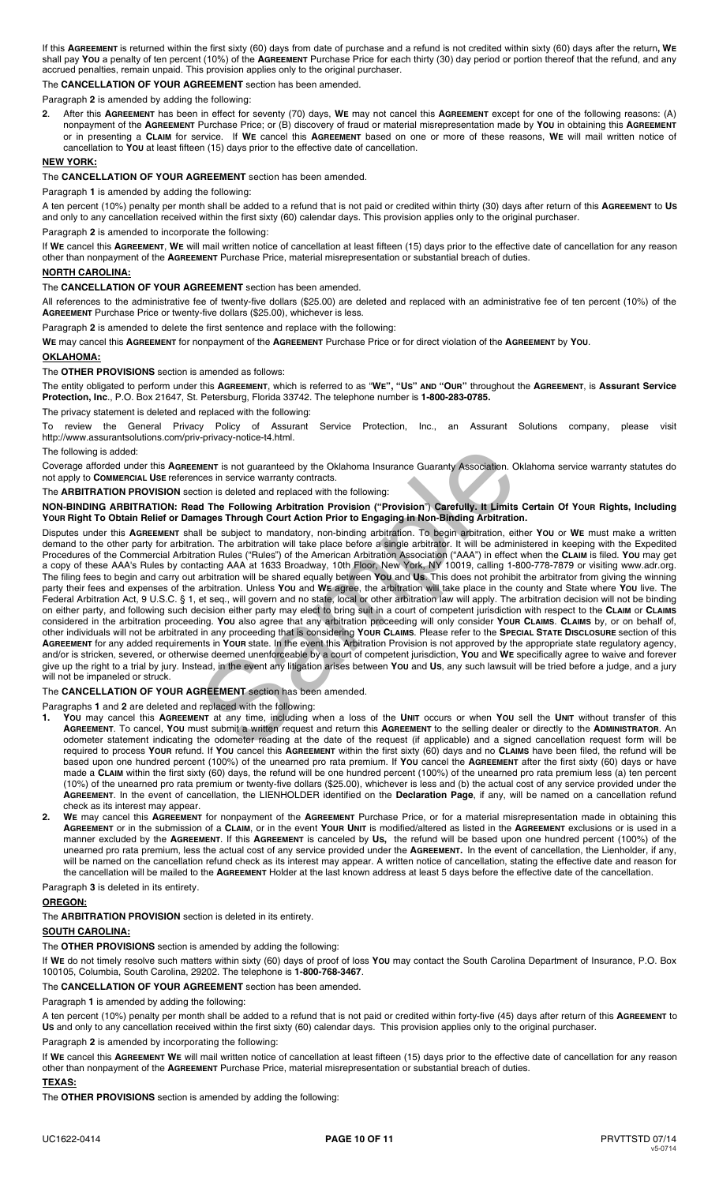If this **AGREEMENT** is returned within the first sixty (60) days from date of purchase and a refund is not credited within sixty (60) days after the return, **WE** shall pay **YOU** a penalty of ten percent (10%) of the **AGREEMENT** Purchase Price for each thirty (30) day period or portion thereof that the refund, and any accrued penalties, remain unpaid. This provision applies only to the original purchaser.

The **CANCELLATION OF YOUR AGREEMENT** section has been amended.

Paragraph **2** is amended by adding the following:

**2**. After this **AGREEMENT** has been in effect for seventy (70) days, **WE** may not cancel this **AGREEMENT** except for one of the following reasons: (A) nonpayment of the **AGREEMENT** Purchase Price; or (B) discovery of fraud or material misrepresentation made by **YOU** in obtaining this **AGREEMENT** or in presenting a **CLAIM** for service. If **WE** cancel this **AGREEMENT** based on one or more of these reasons, **WE** will mail written notice of cancellation to **YOU** at least fifteen (15) days prior to the effective date of cancellation.

## NEW YORK:

The **CANCELLATION OF YOUR AGREEMENT** section has been amended.

Paragraph **1** is amended by adding the following:

A ten percent (10%) penalty per month shall be added to a refund that is not paid or credited within thirty (30) days after return of this **AGREEMENT** to **US** and only to any cancellation received within the first sixty (60) calendar days. This provision applies only to the original purchaser.

Paragraph **2** is amended to incorporate the following:

If **WE** cancel this **AGREEMENT**, **WE** will mail written notice of cancellation at least fifteen (15) days prior to the effective date of cancellation for any reason other than nonpayment of the **AGREEMENT** Purchase Price, material misrepresentation or substantial breach of duties.

## NORTH CAROLINA:

The **CANCELLATION OF YOUR AGREEMENT** section has been amended.

All references to the administrative fee of twenty-five dollars ($25.00) are deleted and replaced with an administrative fee of ten percent (10%) of the **AGREEMENT** Purchase Price or twenty-five dollars ($25.00), whichever is less.

Paragraph **2** is amended to delete the first sentence and replace with the following:

**WE** may cancel this **AGREEMENT** for nonpayment of the **AGREEMENT** Purchase Price or for direct violation of the **AGREEMENT** by **YOU**.

## OKLAHOMA:

The **OTHER PROVISIONS** section is amended as follows:

The entity obligated to perform under this **AGREEMENT**, which is referred to as "**WE", "US" AND "OUR"** throughout the **AGREEMENT**, is **Assurant Service Protection, Inc**., P.O. Box 21647, St. Petersburg, Florida 33742. The telephone number is **1-800-283-0785.**

The privacy statement is deleted and replaced with the following:

To review the General Privacy Policy of Assurant Service Protection, Inc., an Assurant Solutions company, please visit http://www.assurantsolutions.com/priv-privacy-notice-t4.html.

The following is added:

Coverage afforded under this **AGREEMENT** is not guaranteed by the Oklahoma Insurance Guaranty Association. Oklahoma service warranty statutes do not apply to **COMMERCIAL USE** references in service warranty contracts.

The **ARBITRATION PROVISION** section is deleted and replaced with the following:

**NON-BINDING ARBITRATION: Read The Following Arbitration Provision ("Provision") Carefully. It Limits Certain Of YOUR Rights, Including YOUR Right To Obtain Relief or Damages Through Court Action Prior to Engaging in Non-Binding Arbitration.**

Disputes under this **AGREEMENT** shall be subject to mandatory, non-binding arbitration. To begin arbitration, either **YOU** or **WE** must make a written demand to the other party for arbitration. The arbitration will take place before a single arbitrator. It will be administered in keeping with the Expedited Procedures of the Commercial Arbitration Rules ("Rules") of the American Arbitration Association ("AAA") in effect when the **CLAIM** is filed. **YOU** may get a copy of these AAA's Rules by contacting AAA at 1633 Broadway, 10th Floor, New York, NY 10019, calling 1-800-778-7879 or visiting www.adr.org. The filing fees to begin and carry out arbitration will be shared equally between **YOU** and **US**. This does not prohibit the arbitrator from giving the winning party their fees and expenses of the arbitration. Unless **YOU** and **WE** agree, the arbitration will take place in the county and State where **YOU** live. The Federal Arbitration Act, 9 U.S.C. § 1, et seq., will govern and no state, local or other arbitration law will apply. The arbitration decision will not be binding on either party, and following such decision either party may elect to bring suit in a court of competent jurisdiction with respect to the **CLAIM** or **CLAIMS** considered in the arbitration proceeding. **YOU** also agree that any arbitration proceeding will only consider **YOUR CLAIMS**. **CLAIMS** by, or on behalf of, other individuals will not be arbitrated in any proceeding that is considering **YOUR CLAIMS**. Please refer to the **SPECIAL STATE DISCLOSURE** section of this **AGREEMENT** for any added requirements in **YOUR** state. In the event this Arbitration Provision is not approved by the appropriate state regulatory agency, and/or is stricken, severed, or otherwise deemed unenforceable by a court of competent jurisdiction, **YOU** and **WE** specifically agree to waive and forever give up the right to a trial by jury. Instead, in the event any litigation arises between **YOU** and **US**, any such lawsuit will be tried before a judge, and a jury will not be impaneled or struck.

The **CANCELLATION OF YOUR AGREEMENT** section has been amended.

Paragraphs **1** and **2** are deleted and replaced with the following:

1. **YOU** may cancel this **AGREEMENT** at any time, including when a loss of the **UNIT** occurs or when **YOU** sell the **UNIT** without transfer of this **AGREEMENT**. To cancel, **YOU** must submit a written request and return this **AGREEMENT** to the selling dealer or directly to the **ADMINISTRATOR**. An odometer statement indicating the odometer reading at the date of the request (if applicable) and a signed cancellation request form will be required to process **YOUR** refund. If **YOU** cancel this **AGREEMENT** within the first sixty (60) days and no **CLAIMS** have been filed, the refund will be based upon one hundred percent (100%) of the unearned pro rata premium. If **YOU** cancel the **AGREEMENT** after the first sixty (60) days or have made a **CLAIM** within the first sixty (60) days, the refund will be one hundred percent (100%) of the unearned pro rata premium less (a) ten percent (10%) of the unearned pro rata premium or twenty-five dollars ($25.00), whichever is less and (b) the actual cost of any service provided under the **AGREEMENT**. In the event of cancellation, the LIENHOLDER identified on the **Declaration Page**, if any, will be named on a cancellation refund check as its interest may appear.
2. **WE** may cancel this **AGREEMENT** for nonpayment of the **AGREEMENT** Purchase Price, or for a material misrepresentation made in obtaining this **AGREEMENT** or in the submission of a **CLAIM**, or in the event **YOUR UNIT** is modified/altered as listed in the **AGREEMENT** exclusions or is used in a manner excluded by the **AGREEMENT**. If this **AGREEMENT** is canceled by **US**, the refund will be based upon one hundred percent (100%) of the unearned pro rata premium, less the actual cost of any service provided under the **AGREEMENT.** In the event of cancellation, the Lienholder, if any, will be named on the cancellation refund check as its interest may appear. A written notice of cancellation, stating the effective date and reason for the cancellation will be mailed to the **AGREEMENT** Holder at the last known address at least 5 days before the effective date of the cancellation.

Paragraph **3** is deleted in its entirety.

## OREGON:

The **ARBITRATION PROVISION** section is deleted in its entirety.

## SOUTH CAROLINA:

The **OTHER PROVISIONS** section is amended by adding the following:

If **WE** do not timely resolve such matters within sixty (60) days of proof of loss **YOU** may contact the South Carolina Department of Insurance, P.O. Box 100105, Columbia, South Carolina, 29202. The telephone is **1-800-768-3467**.

The **CANCELLATION OF YOUR AGREEMENT** section has been amended.

Paragraph **1** is amended by adding the following:

A ten percent (10%) penalty per month shall be added to a refund that is not paid or credited within forty-five (45) days after return of this **AGREEMENT** to **US** and only to any cancellation received within the first sixty (60) calendar days. This provision applies only to the original purchaser.

Paragraph **2** is amended by incorporating the following:

If **WE** cancel this **AGREEMENT WE** will mail written notice of cancellation at least fifteen (15) days prior to the effective date of cancellation for any reason other than nonpayment of the **AGREEMENT** Purchase Price, material misrepresentation or substantial breach of duties.

## TEXAS:

The **OTHER PROVISIONS** section is amended by adding the following: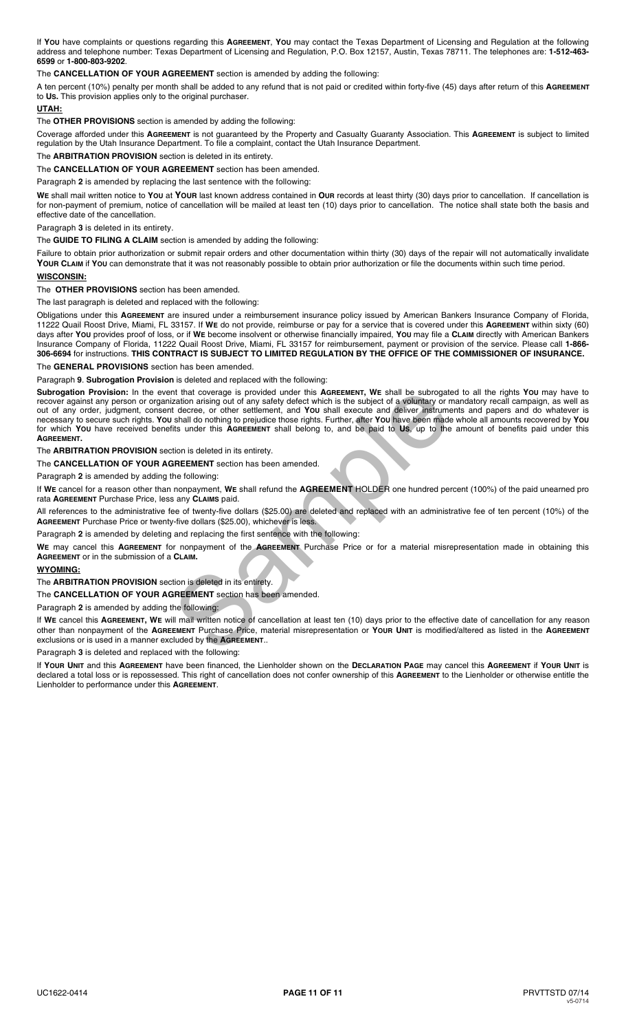If **You** have complaints or questions regarding this **Agreement**, **You** may contact the Texas Department of Licensing and Regulation at the following address and telephone number: Texas Department of Licensing and Regulation, P.O. Box 12157, Austin, Texas 78711. The telephones are: **1-512-463-6599** or **1-800-803-9202**.

The **CANCELLATION OF YOUR AGREEMENT** section is amended by adding the following:

A ten percent (10%) penalty per month shall be added to any refund that is not paid or credited within forty-five (45) days after return of this **Agreement** to **Us.** This provision applies only to the original purchaser.

**UTAH:**

The **OTHER PROVISIONS** section is amended by adding the following:

Coverage afforded under this **Agreement** is not guaranteed by the Property and Casualty Guaranty Association. This **Agreement** is subject to limited regulation by the Utah Insurance Department. To file a complaint, contact the Utah Insurance Department.

The **ARBITRATION PROVISION** section is deleted in its entirety.

The **CANCELLATION OF YOUR AGREEMENT** section has been amended.

Paragraph **2** is amended by replacing the last sentence with the following:

**We** shall mail written notice to **You** at **Your** last known address contained in **Our** records at least thirty (30) days prior to cancellation. If cancellation is for non-payment of premium, notice of cancellation will be mailed at least ten (10) days prior to cancellation. The notice shall state both the basis and effective date of the cancellation.

Paragraph **3** is deleted in its entirety.

The **GUIDE TO FILING A CLAIM** section is amended by adding the following:

Failure to obtain prior authorization or submit repair orders and other documentation within thirty (30) days of the repair will not automatically invalidate **Your Claim** if **You** can demonstrate that it was not reasonably possible to obtain prior authorization or file the documents within such time period.

**WISCONSIN:**

The **OTHER PROVISIONS** section has been amended.

The last paragraph is deleted and replaced with the following:

Obligations under this **Agreement** are insured under a reimbursement insurance policy issued by American Bankers Insurance Company of Florida, 11222 Quail Roost Drive, Miami, FL 33157. If **We** do not provide, reimburse or pay for a service that is covered under this **Agreement** within sixty (60) days after **You** provides proof of loss, or if **We** become insolvent or otherwise financially impaired, **You** may file a **Claim** directly with American Bankers Insurance Company of Florida, 11222 Quail Roost Drive, Miami, FL 33157 for reimbursement, payment or provision of the service. Please call **1-866-306-6694** for instructions. **THIS CONTRACT IS SUBJECT TO LIMITED REGULATION BY THE OFFICE OF THE COMMISSIONER OF INSURANCE.**

The **GENERAL PROVISIONS** section has been amended.

Paragraph **9**. **Subrogation Provision** is deleted and replaced with the following:

**Subrogation Provision:** In the event that coverage is provided under this **Agreement, We** shall be subrogated to all the rights **You** may have to recover against any person or organization arising out of any safety defect which is the subject of a voluntary or mandatory recall campaign, as well as out of any order, judgment, consent decree, or other settlement, and **You** shall execute and deliver instruments and papers and do whatever is necessary to secure such rights. **You** shall do nothing to prejudice those rights. Further, after **You** have been made whole all amounts recovered by **You** for which **You** have received benefits under this **Agreement** shall belong to, and be paid to **Us**, up to the amount of benefits paid under this **Agreement.**

The **ARBITRATION PROVISION** section is deleted in its entirety.

The **CANCELLATION OF YOUR AGREEMENT** section has been amended.

Paragraph **2** is amended by adding the following:

If **We** cancel for a reason other than nonpayment, **We** shall refund the **AGREEMENT** HOLDER one hundred percent (100%) of the paid unearned pro rata **Agreement** Purchase Price, less any **Claims** paid.

All references to the administrative fee of twenty-five dollars ($25.00) are deleted and replaced with an administrative fee of ten percent (10%) of the **Agreement** Purchase Price or twenty-five dollars ($25.00), whichever is less.

Paragraph **2** is amended by deleting and replacing the first sentence with the following:

**We** may cancel this **Agreement** for nonpayment of the **Agreement** Purchase Price or for a material misrepresentation made in obtaining this **Agreement** or in the submission of a **Claim.**

**WYOMING:**

The **ARBITRATION PROVISION** section is deleted in its entirety.

The **CANCELLATION OF YOUR AGREEMENT** section has been amended.

Paragraph **2** is amended by adding the following:

If **We** cancel this **Agreement, We** will mail written notice of cancellation at least ten (10) days prior to the effective date of cancellation for any reason other than nonpayment of the **Agreement** Purchase Price, material misrepresentation or **Your Unit** is modified/altered as listed in the **Agreement** exclusions or is used in a manner excluded by the **Agreement**..

Paragraph **3** is deleted and replaced with the following:

If **Your Unit** and this **Agreement** have been financed, the Lienholder shown on the **Declaration Page** may cancel this **Agreement** if **Your Unit** is declared a total loss or is repossessed. This right of cancellation does not confer ownership of this **Agreement** to the Lienholder or otherwise entitle the Lienholder to performance under this **Agreement**.

UC1622-0414 PRVTTSTD 07/14 v5-0714